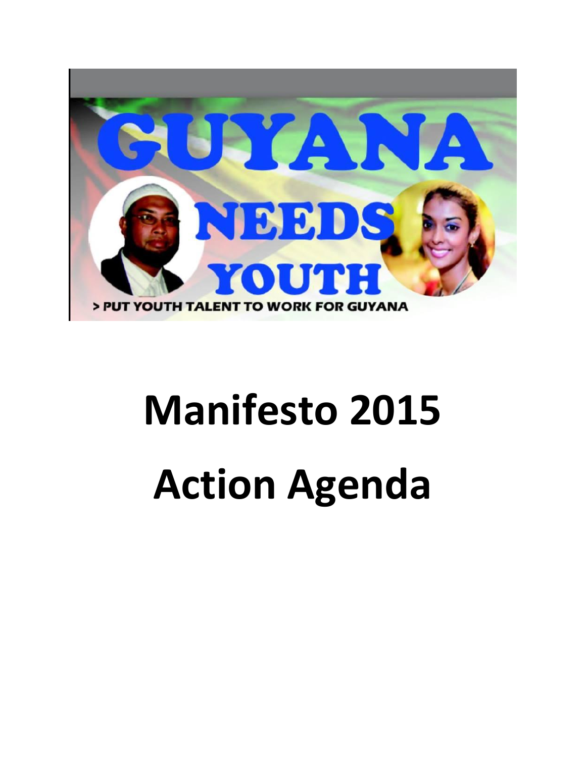GUYANA NEEDS YOUTH

> PUT YOUTH TALENT TO WORK FOR GUYANA

# Manifesto 2015

# Action Agenda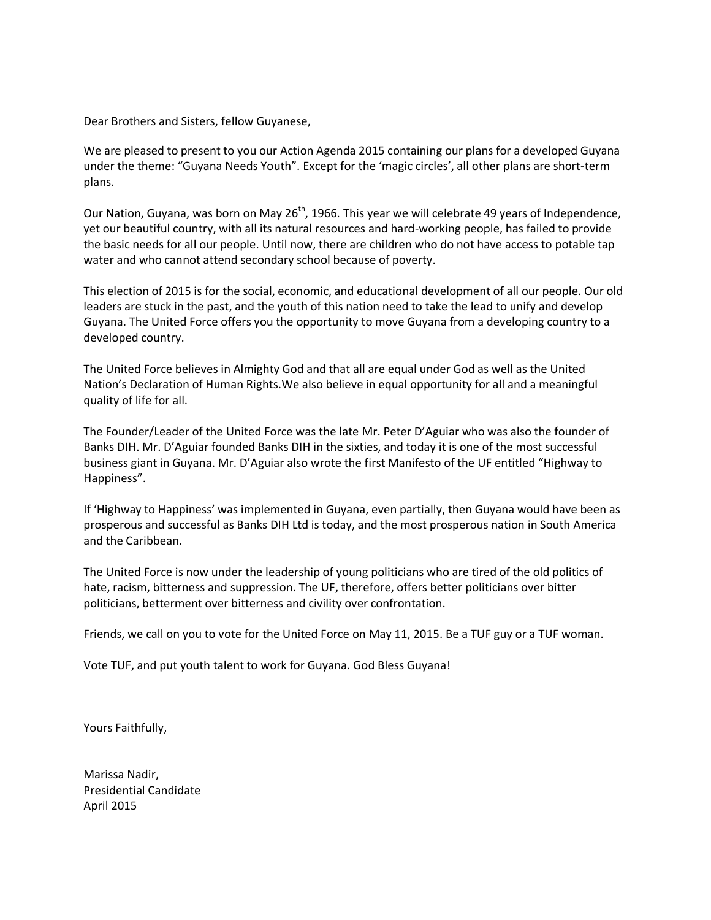Dear Brothers and Sisters, fellow Guyanese,

We are pleased to present to you our Action Agenda 2015 containing our plans for a developed Guyana under the theme: "Guyana Needs Youth". Except for the 'magic circles', all other plans are short-term plans.

Our Nation, Guyana, was born on May 26th, 1966. This year we will celebrate 49 years of Independence, yet our beautiful country, with all its natural resources and hard-working people, has failed to provide the basic needs for all our people. Until now, there are children who do not have access to potable tap water and who cannot attend secondary school because of poverty.

This election of 2015 is for the social, economic, and educational development of all our people. Our old leaders are stuck in the past, and the youth of this nation need to take the lead to unify and develop Guyana. The United Force offers you the opportunity to move Guyana from a developing country to a developed country.

The United Force believes in Almighty God and that all are equal under God as well as the United Nation's Declaration of Human Rights.We also believe in equal opportunity for all and a meaningful quality of life for all.

The Founder/Leader of the United Force was the late Mr. Peter D'Aguiar who was also the founder of Banks DIH. Mr. D'Aguiar founded Banks DIH in the sixties, and today it is one of the most successful business giant in Guyana. Mr. D'Aguiar also wrote the first Manifesto of the UF entitled "Highway to Happiness".

If 'Highway to Happiness' was implemented in Guyana, even partially, then Guyana would have been as prosperous and successful as Banks DIH Ltd is today, and the most prosperous nation in South America and the Caribbean.

The United Force is now under the leadership of young politicians who are tired of the old politics of hate, racism, bitterness and suppression. The UF, therefore, offers better politicians over bitter politicians, betterment over bitterness and civility over confrontation.

Friends, we call on you to vote for the United Force on May 11, 2015. Be a TUF guy or a TUF woman.

Vote TUF, and put youth talent to work for Guyana. God Bless Guyana!

Yours Faithfully,

Marissa Nadir,
Presidential Candidate
April 2015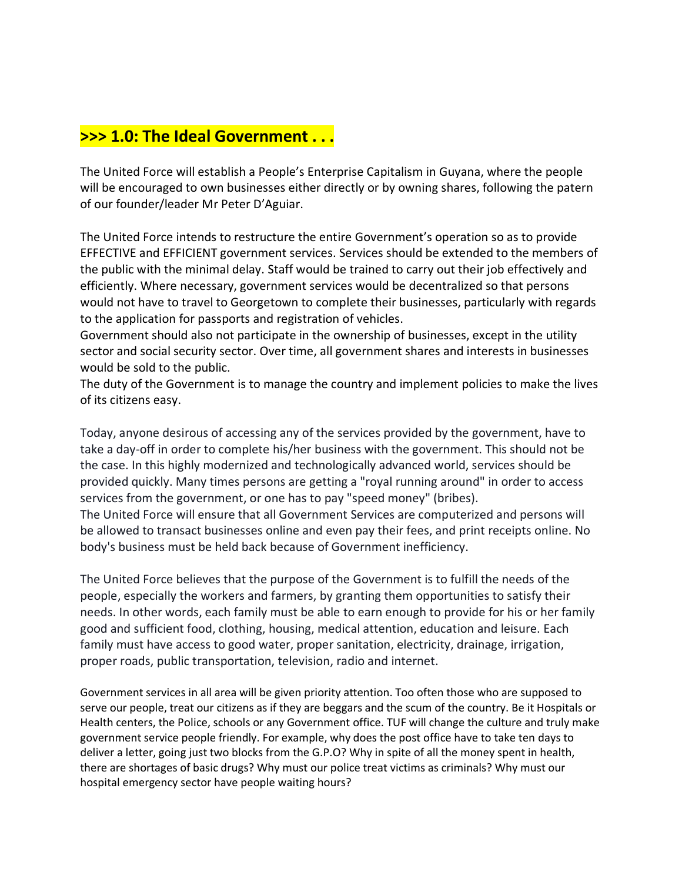## >>> 1.0: The Ideal Government . . .

The United Force will establish a People's Enterprise Capitalism in Guyana, where the people will be encouraged to own businesses either directly or by owning shares, following the patern of our founder/leader Mr Peter D'Aguiar.

The United Force intends to restructure the entire Government's operation so as to provide EFFECTIVE and EFFICIENT government services. Services should be extended to the members of the public with the minimal delay. Staff would be trained to carry out their job effectively and efficiently. Where necessary, government services would be decentralized so that persons would not have to travel to Georgetown to complete their businesses, particularly with regards to the application for passports and registration of vehicles.

Government should also not participate in the ownership of businesses, except in the utility sector and social security sector. Over time, all government shares and interests in businesses would be sold to the public.

The duty of the Government is to manage the country and implement policies to make the lives of its citizens easy.

Today, anyone desirous of accessing any of the services provided by the government, have to take a day-off in order to complete his/her business with the government. This should not be the case. In this highly modernized and technologically advanced world, services should be provided quickly. Many times persons are getting a "royal running around" in order to access services from the government, or one has to pay "speed money" (bribes).

The United Force will ensure that all Government Services are computerized and persons will be allowed to transact businesses online and even pay their fees, and print receipts online. No body's business must be held back because of Government inefficiency.

The United Force believes that the purpose of the Government is to fulfill the needs of the people, especially the workers and farmers, by granting them opportunities to satisfy their needs. In other words, each family must be able to earn enough to provide for his or her family good and sufficient food, clothing, housing, medical attention, education and leisure. Each family must have access to good water, proper sanitation, electricity, drainage, irrigation, proper roads, public transportation, television, radio and internet.

Government services in all area will be given priority attention. Too often those who are supposed to serve our people, treat our citizens as if they are beggars and the scum of the country. Be it Hospitals or Health centers, the Police, schools or any Government office. TUF will change the culture and truly make government service people friendly. For example, why does the post office have to take ten days to deliver a letter, going just two blocks from the G.P.O? Why in spite of all the money spent in health, there are shortages of basic drugs? Why must our police treat victims as criminals? Why must our hospital emergency sector have people waiting hours?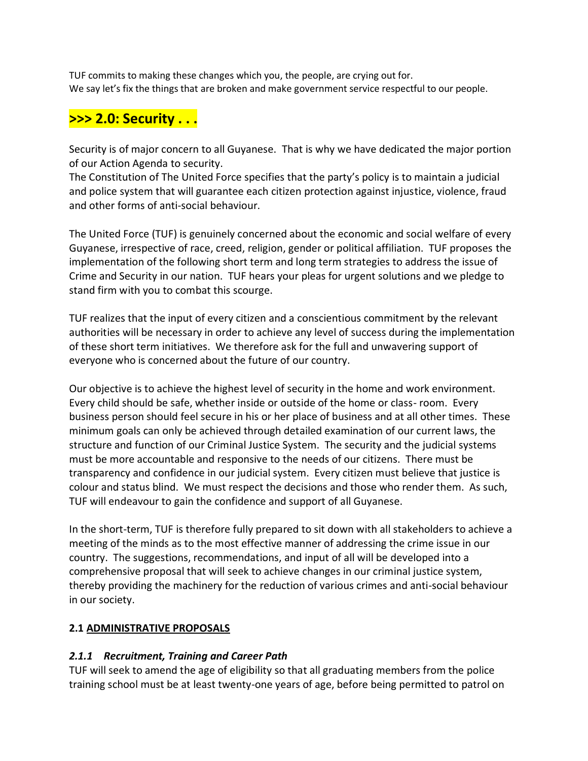TUF commits to making these changes which you, the people, are crying out for.
We say let's fix the things that are broken and make government service respectful to our people.

## >>> 2.0: Security . . .

Security is of major concern to all Guyanese. That is why we have dedicated the major portion of our Action Agenda to security.
The Constitution of The United Force specifies that the party's policy is to maintain a judicial and police system that will guarantee each citizen protection against injustice, violence, fraud and other forms of anti-social behaviour.

The United Force (TUF) is genuinely concerned about the economic and social welfare of every Guyanese, irrespective of race, creed, religion, gender or political affiliation. TUF proposes the implementation of the following short term and long term strategies to address the issue of Crime and Security in our nation. TUF hears your pleas for urgent solutions and we pledge to stand firm with you to combat this scourge.

TUF realizes that the input of every citizen and a conscientious commitment by the relevant authorities will be necessary in order to achieve any level of success during the implementation of these short term initiatives. We therefore ask for the full and unwavering support of everyone who is concerned about the future of our country.

Our objective is to achieve the highest level of security in the home and work environment. Every child should be safe, whether inside or outside of the home or class- room. Every business person should feel secure in his or her place of business and at all other times. These minimum goals can only be achieved through detailed examination of our current laws, the structure and function of our Criminal Justice System. The security and the judicial systems must be more accountable and responsive to the needs of our citizens. There must be transparency and confidence in our judicial system. Every citizen must believe that justice is colour and status blind. We must respect the decisions and those who render them. As such, TUF will endeavour to gain the confidence and support of all Guyanese.

In the short-term, TUF is therefore fully prepared to sit down with all stakeholders to achieve a meeting of the minds as to the most effective manner of addressing the crime issue in our country. The suggestions, recommendations, and input of all will be developed into a comprehensive proposal that will seek to achieve changes in our criminal justice system, thereby providing the machinery for the reduction of various crimes and anti-social behaviour in our society.

### 2.1 ADMINISTRATIVE PROPOSALS

#### *2.1.1 Recruitment, Training and Career Path*

TUF will seek to amend the age of eligibility so that all graduating members from the police training school must be at least twenty-one years of age, before being permitted to patrol on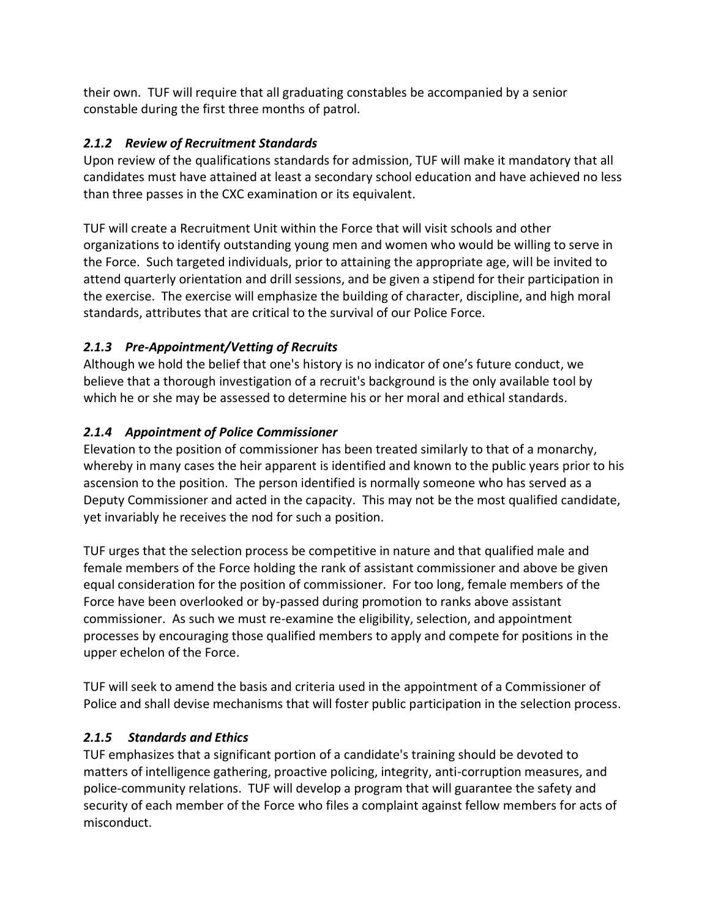their own. TUF will require that all graduating constables be accompanied by a senior constable during the first three months of patrol.

### *2.1.2 Review of Recruitment Standards*

Upon review of the qualifications standards for admission, TUF will make it mandatory that all candidates must have attained at least a secondary school education and have achieved no less than three passes in the CXC examination or its equivalent.

TUF will create a Recruitment Unit within the Force that will visit schools and other organizations to identify outstanding young men and women who would be willing to serve in the Force. Such targeted individuals, prior to attaining the appropriate age, will be invited to attend quarterly orientation and drill sessions, and be given a stipend for their participation in the exercise. The exercise will emphasize the building of character, discipline, and high moral standards, attributes that are critical to the survival of our Police Force.

### *2.1.3 Pre-Appointment/Vetting of Recruits*

Although we hold the belief that one's history is no indicator of one's future conduct, we believe that a thorough investigation of a recruit's background is the only available tool by which he or she may be assessed to determine his or her moral and ethical standards.

### *2.1.4 Appointment of Police Commissioner*

Elevation to the position of commissioner has been treated similarly to that of a monarchy, whereby in many cases the heir apparent is identified and known to the public years prior to his ascension to the position. The person identified is normally someone who has served as a Deputy Commissioner and acted in the capacity. This may not be the most qualified candidate, yet invariably he receives the nod for such a position.

TUF urges that the selection process be competitive in nature and that qualified male and female members of the Force holding the rank of assistant commissioner and above be given equal consideration for the position of commissioner. For too long, female members of the Force have been overlooked or by-passed during promotion to ranks above assistant commissioner. As such we must re-examine the eligibility, selection, and appointment processes by encouraging those qualified members to apply and compete for positions in the upper echelon of the Force.

TUF will seek to amend the basis and criteria used in the appointment of a Commissioner of Police and shall devise mechanisms that will foster public participation in the selection process.

### *2.1.5 Standards and Ethics*

TUF emphasizes that a significant portion of a candidate's training should be devoted to matters of intelligence gathering, proactive policing, integrity, anti-corruption measures, and police-community relations. TUF will develop a program that will guarantee the safety and security of each member of the Force who files a complaint against fellow members for acts of misconduct.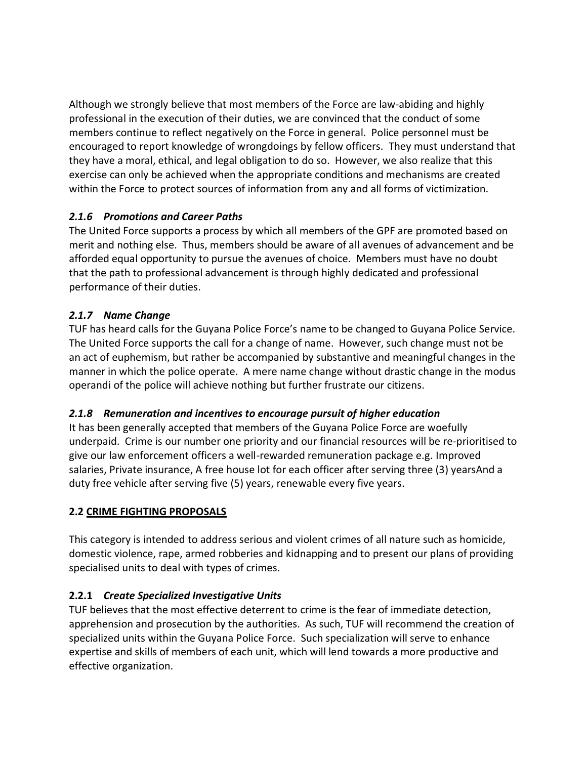Although we strongly believe that most members of the Force are law-abiding and highly professional in the execution of their duties, we are convinced that the conduct of some members continue to reflect negatively on the Force in general. Police personnel must be encouraged to report knowledge of wrongdoings by fellow officers. They must understand that they have a moral, ethical, and legal obligation to do so. However, we also realize that this exercise can only be achieved when the appropriate conditions and mechanisms are created within the Force to protect sources of information from any and all forms of victimization.

### *2.1.6 Promotions and Career Paths*

The United Force supports a process by which all members of the GPF are promoted based on merit and nothing else. Thus, members should be aware of all avenues of advancement and be afforded equal opportunity to pursue the avenues of choice. Members must have no doubt that the path to professional advancement is through highly dedicated and professional performance of their duties.

### *2.1.7 Name Change*

TUF has heard calls for the Guyana Police Force's name to be changed to Guyana Police Service. The United Force supports the call for a change of name. However, such change must not be an act of euphemism, but rather be accompanied by substantive and meaningful changes in the manner in which the police operate. A mere name change without drastic change in the modus operandi of the police will achieve nothing but further frustrate our citizens.

### *2.1.8 Remuneration and incentives to encourage pursuit of higher education*

It has been generally accepted that members of the Guyana Police Force are woefully underpaid. Crime is our number one priority and our financial resources will be re-prioritised to give our law enforcement officers a well-rewarded remuneration package e.g. Improved salaries, Private insurance, A free house lot for each officer after serving three (3) yearsAnd a duty free vehicle after serving five (5) years, renewable every five years.

## 2.2 CRIME FIGHTING PROPOSALS

This category is intended to address serious and violent crimes of all nature such as homicide, domestic violence, rape, armed robberies and kidnapping and to present our plans of providing specialised units to deal with types of crimes.

### **2.2.1** *Create Specialized Investigative Units*

TUF believes that the most effective deterrent to crime is the fear of immediate detection, apprehension and prosecution by the authorities. As such, TUF will recommend the creation of specialized units within the Guyana Police Force. Such specialization will serve to enhance expertise and skills of members of each unit, which will lend towards a more productive and effective organization.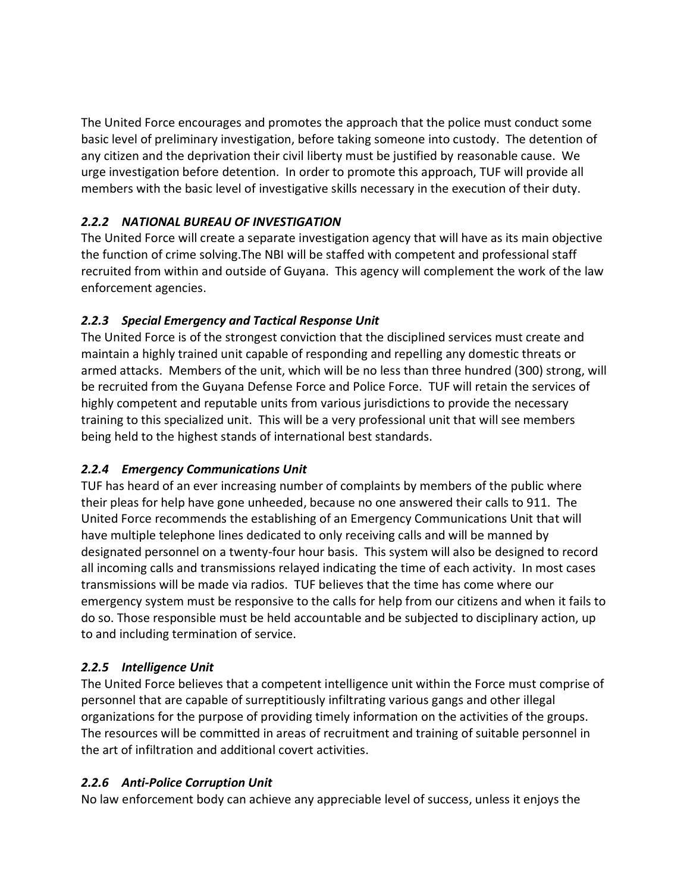The United Force encourages and promotes the approach that the police must conduct some basic level of preliminary investigation, before taking someone into custody. The detention of any citizen and the deprivation their civil liberty must be justified by reasonable cause. We urge investigation before detention. In order to promote this approach, TUF will provide all members with the basic level of investigative skills necessary in the execution of their duty.

### *2.2.2 NATIONAL BUREAU OF INVESTIGATION*

The United Force will create a separate investigation agency that will have as its main objective the function of crime solving.The NBI will be staffed with competent and professional staff recruited from within and outside of Guyana. This agency will complement the work of the law enforcement agencies.

### *2.2.3 Special Emergency and Tactical Response Unit*

The United Force is of the strongest conviction that the disciplined services must create and maintain a highly trained unit capable of responding and repelling any domestic threats or armed attacks. Members of the unit, which will be no less than three hundred (300) strong, will be recruited from the Guyana Defense Force and Police Force. TUF will retain the services of highly competent and reputable units from various jurisdictions to provide the necessary training to this specialized unit. This will be a very professional unit that will see members being held to the highest stands of international best standards.

### *2.2.4 Emergency Communications Unit*

TUF has heard of an ever increasing number of complaints by members of the public where their pleas for help have gone unheeded, because no one answered their calls to 911. The United Force recommends the establishing of an Emergency Communications Unit that will have multiple telephone lines dedicated to only receiving calls and will be manned by designated personnel on a twenty-four hour basis. This system will also be designed to record all incoming calls and transmissions relayed indicating the time of each activity. In most cases transmissions will be made via radios. TUF believes that the time has come where our emergency system must be responsive to the calls for help from our citizens and when it fails to do so. Those responsible must be held accountable and be subjected to disciplinary action, up to and including termination of service.

### *2.2.5 Intelligence Unit*

The United Force believes that a competent intelligence unit within the Force must comprise of personnel that are capable of surreptitiously infiltrating various gangs and other illegal organizations for the purpose of providing timely information on the activities of the groups. The resources will be committed in areas of recruitment and training of suitable personnel in the art of infiltration and additional covert activities.

### *2.2.6 Anti-Police Corruption Unit*

No law enforcement body can achieve any appreciable level of success, unless it enjoys the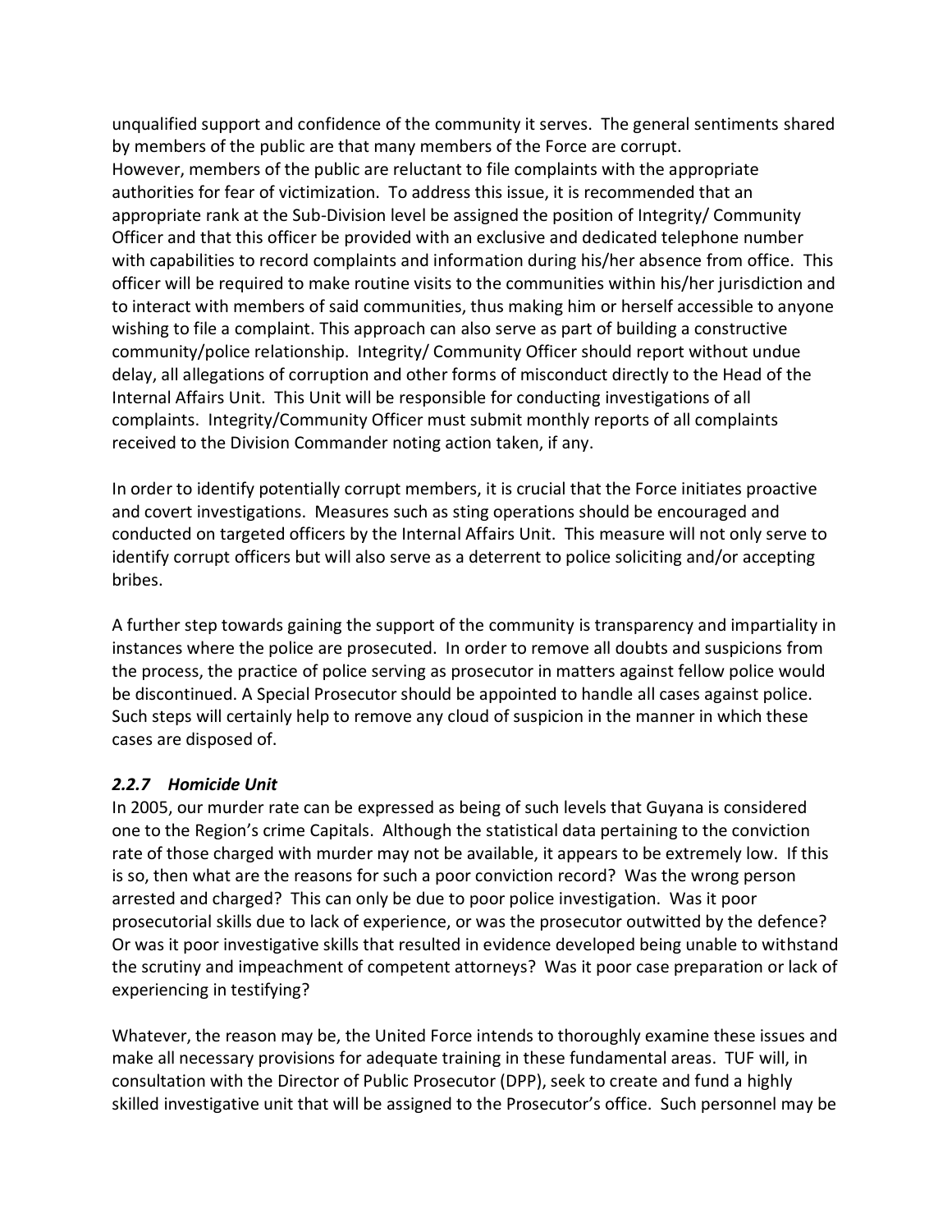unqualified support and confidence of the community it serves. The general sentiments shared by members of the public are that many members of the Force are corrupt. However, members of the public are reluctant to file complaints with the appropriate authorities for fear of victimization. To address this issue, it is recommended that an appropriate rank at the Sub-Division level be assigned the position of Integrity/ Community Officer and that this officer be provided with an exclusive and dedicated telephone number with capabilities to record complaints and information during his/her absence from office. This officer will be required to make routine visits to the communities within his/her jurisdiction and to interact with members of said communities, thus making him or herself accessible to anyone wishing to file a complaint. This approach can also serve as part of building a constructive community/police relationship. Integrity/ Community Officer should report without undue delay, all allegations of corruption and other forms of misconduct directly to the Head of the Internal Affairs Unit. This Unit will be responsible for conducting investigations of all complaints. Integrity/Community Officer must submit monthly reports of all complaints received to the Division Commander noting action taken, if any.

In order to identify potentially corrupt members, it is crucial that the Force initiates proactive and covert investigations. Measures such as sting operations should be encouraged and conducted on targeted officers by the Internal Affairs Unit. This measure will not only serve to identify corrupt officers but will also serve as a deterrent to police soliciting and/or accepting bribes.

A further step towards gaining the support of the community is transparency and impartiality in instances where the police are prosecuted. In order to remove all doubts and suspicions from the process, the practice of police serving as prosecutor in matters against fellow police would be discontinued. A Special Prosecutor should be appointed to handle all cases against police. Such steps will certainly help to remove any cloud of suspicion in the manner in which these cases are disposed of.

### *2.2.7 Homicide Unit*

In 2005, our murder rate can be expressed as being of such levels that Guyana is considered one to the Region's crime Capitals. Although the statistical data pertaining to the conviction rate of those charged with murder may not be available, it appears to be extremely low. If this is so, then what are the reasons for such a poor conviction record? Was the wrong person arrested and charged? This can only be due to poor police investigation. Was it poor prosecutorial skills due to lack of experience, or was the prosecutor outwitted by the defence? Or was it poor investigative skills that resulted in evidence developed being unable to withstand the scrutiny and impeachment of competent attorneys? Was it poor case preparation or lack of experiencing in testifying?

Whatever, the reason may be, the United Force intends to thoroughly examine these issues and make all necessary provisions for adequate training in these fundamental areas. TUF will, in consultation with the Director of Public Prosecutor (DPP), seek to create and fund a highly skilled investigative unit that will be assigned to the Prosecutor's office. Such personnel may be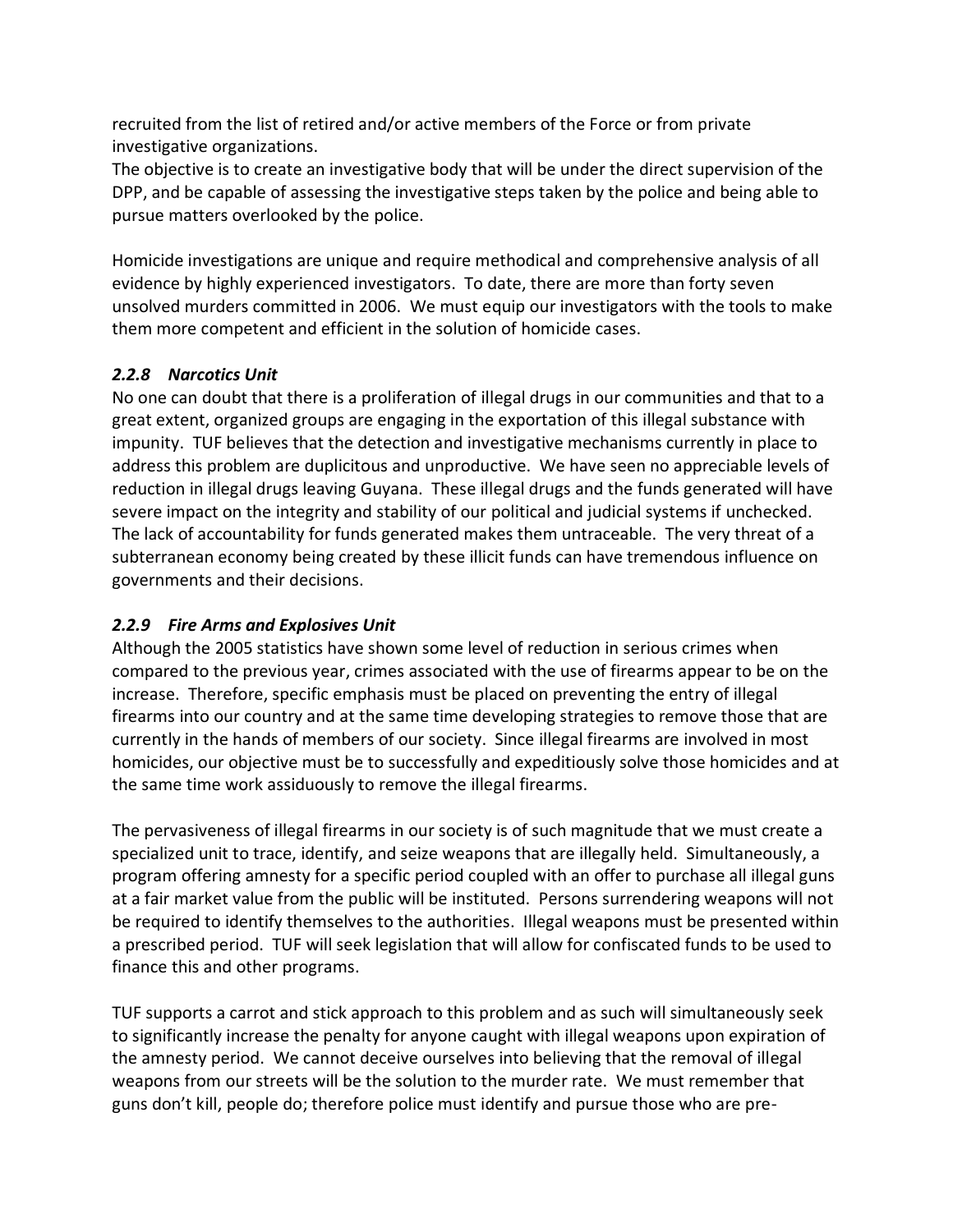recruited from the list of retired and/or active members of the Force or from private investigative organizations.
The objective is to create an investigative body that will be under the direct supervision of the DPP, and be capable of assessing the investigative steps taken by the police and being able to pursue matters overlooked by the police.

Homicide investigations are unique and require methodical and comprehensive analysis of all evidence by highly experienced investigators. To date, there are more than forty seven unsolved murders committed in 2006. We must equip our investigators with the tools to make them more competent and efficient in the solution of homicide cases.

### *2.2.8 Narcotics Unit*

No one can doubt that there is a proliferation of illegal drugs in our communities and that to a great extent, organized groups are engaging in the exportation of this illegal substance with impunity. TUF believes that the detection and investigative mechanisms currently in place to address this problem are duplicitous and unproductive. We have seen no appreciable levels of reduction in illegal drugs leaving Guyana. These illegal drugs and the funds generated will have severe impact on the integrity and stability of our political and judicial systems if unchecked. The lack of accountability for funds generated makes them untraceable. The very threat of a subterranean economy being created by these illicit funds can have tremendous influence on governments and their decisions.

### *2.2.9 Fire Arms and Explosives Unit*

Although the 2005 statistics have shown some level of reduction in serious crimes when compared to the previous year, crimes associated with the use of firearms appear to be on the increase. Therefore, specific emphasis must be placed on preventing the entry of illegal firearms into our country and at the same time developing strategies to remove those that are currently in the hands of members of our society. Since illegal firearms are involved in most homicides, our objective must be to successfully and expeditiously solve those homicides and at the same time work assiduously to remove the illegal firearms.

The pervasiveness of illegal firearms in our society is of such magnitude that we must create a specialized unit to trace, identify, and seize weapons that are illegally held. Simultaneously, a program offering amnesty for a specific period coupled with an offer to purchase all illegal guns at a fair market value from the public will be instituted. Persons surrendering weapons will not be required to identify themselves to the authorities. Illegal weapons must be presented within a prescribed period. TUF will seek legislation that will allow for confiscated funds to be used to finance this and other programs.

TUF supports a carrot and stick approach to this problem and as such will simultaneously seek to significantly increase the penalty for anyone caught with illegal weapons upon expiration of the amnesty period. We cannot deceive ourselves into believing that the removal of illegal weapons from our streets will be the solution to the murder rate. We must remember that guns don't kill, people do; therefore police must identify and pursue those who are pre-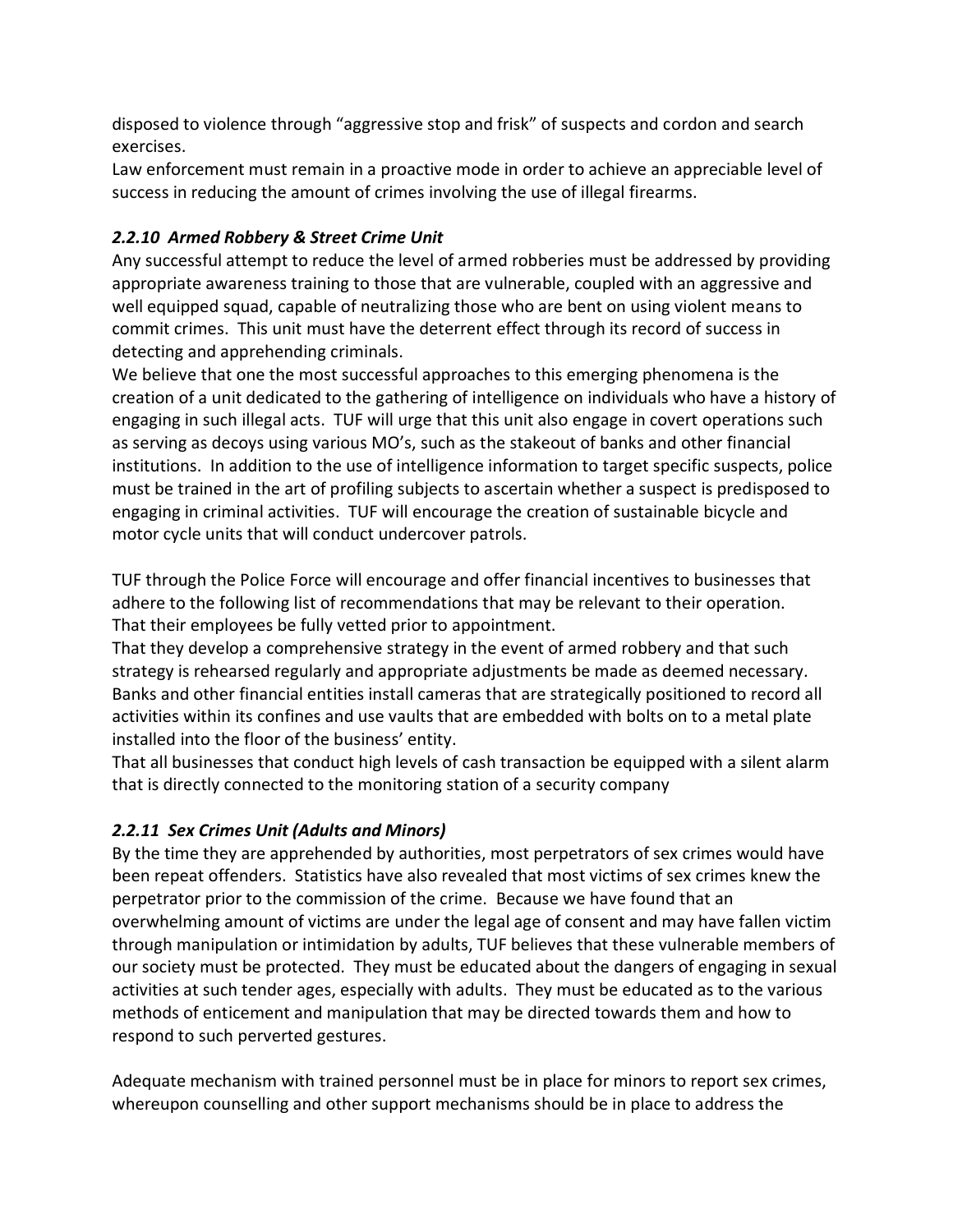disposed to violence through “aggressive stop and frisk” of suspects and cordon and search exercises.

Law enforcement must remain in a proactive mode in order to achieve an appreciable level of success in reducing the amount of crimes involving the use of illegal firearms.

### *2.2.10 Armed Robbery & Street Crime Unit*

Any successful attempt to reduce the level of armed robberies must be addressed by providing appropriate awareness training to those that are vulnerable, coupled with an aggressive and well equipped squad, capable of neutralizing those who are bent on using violent means to commit crimes. This unit must have the deterrent effect through its record of success in detecting and apprehending criminals.

We believe that one the most successful approaches to this emerging phenomena is the creation of a unit dedicated to the gathering of intelligence on individuals who have a history of engaging in such illegal acts. TUF will urge that this unit also engage in covert operations such as serving as decoys using various MO’s, such as the stakeout of banks and other financial institutions. In addition to the use of intelligence information to target specific suspects, police must be trained in the art of profiling subjects to ascertain whether a suspect is predisposed to engaging in criminal activities. TUF will encourage the creation of sustainable bicycle and motor cycle units that will conduct undercover patrols.

TUF through the Police Force will encourage and offer financial incentives to businesses that adhere to the following list of recommendations that may be relevant to their operation.

That their employees be fully vetted prior to appointment.

That they develop a comprehensive strategy in the event of armed robbery and that such strategy is rehearsed regularly and appropriate adjustments be made as deemed necessary.

Banks and other financial entities install cameras that are strategically positioned to record all activities within its confines and use vaults that are embedded with bolts on to a metal plate installed into the floor of the business’ entity.

That all businesses that conduct high levels of cash transaction be equipped with a silent alarm that is directly connected to the monitoring station of a security company

### *2.2.11 Sex Crimes Unit (Adults and Minors)*

By the time they are apprehended by authorities, most perpetrators of sex crimes would have been repeat offenders. Statistics have also revealed that most victims of sex crimes knew the perpetrator prior to the commission of the crime. Because we have found that an overwhelming amount of victims are under the legal age of consent and may have fallen victim through manipulation or intimidation by adults, TUF believes that these vulnerable members of our society must be protected. They must be educated about the dangers of engaging in sexual activities at such tender ages, especially with adults. They must be educated as to the various methods of enticement and manipulation that may be directed towards them and how to respond to such perverted gestures.

Adequate mechanism with trained personnel must be in place for minors to report sex crimes, whereupon counselling and other support mechanisms should be in place to address the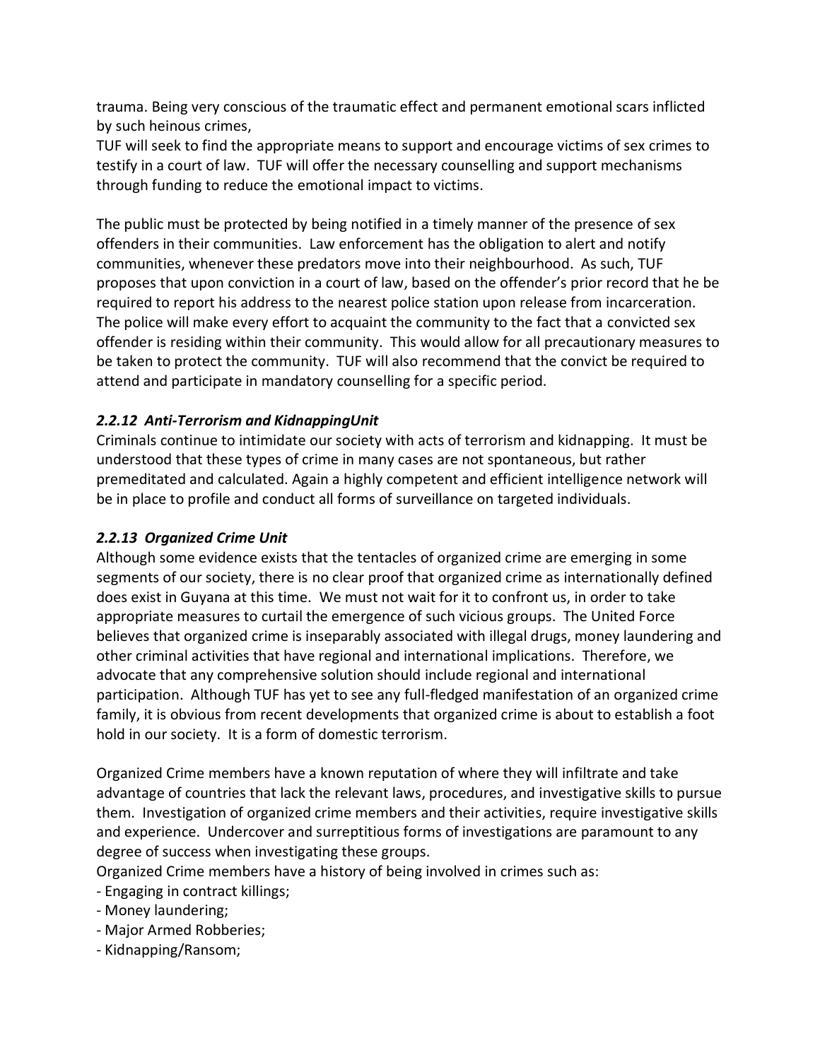trauma. Being very conscious of the traumatic effect and permanent emotional scars inflicted by such heinous crimes,

TUF will seek to find the appropriate means to support and encourage victims of sex crimes to testify in a court of law. TUF will offer the necessary counselling and support mechanisms through funding to reduce the emotional impact to victims.

The public must be protected by being notified in a timely manner of the presence of sex offenders in their communities. Law enforcement has the obligation to alert and notify communities, whenever these predators move into their neighbourhood. As such, TUF proposes that upon conviction in a court of law, based on the offender's prior record that he be required to report his address to the nearest police station upon release from incarceration. The police will make every effort to acquaint the community to the fact that a convicted sex offender is residing within their community. This would allow for all precautionary measures to be taken to protect the community. TUF will also recommend that the convict be required to attend and participate in mandatory counselling for a specific period.

### *2.2.12 Anti-Terrorism and KidnappingUnit*

Criminals continue to intimidate our society with acts of terrorism and kidnapping. It must be understood that these types of crime in many cases are not spontaneous, but rather premeditated and calculated. Again a highly competent and efficient intelligence network will be in place to profile and conduct all forms of surveillance on targeted individuals.

### *2.2.13 Organized Crime Unit*

Although some evidence exists that the tentacles of organized crime are emerging in some segments of our society, there is no clear proof that organized crime as internationally defined does exist in Guyana at this time. We must not wait for it to confront us, in order to take appropriate measures to curtail the emergence of such vicious groups. The United Force believes that organized crime is inseparably associated with illegal drugs, money laundering and other criminal activities that have regional and international implications. Therefore, we advocate that any comprehensive solution should include regional and international participation. Although TUF has yet to see any full-fledged manifestation of an organized crime family, it is obvious from recent developments that organized crime is about to establish a foot hold in our society. It is a form of domestic terrorism.

Organized Crime members have a known reputation of where they will infiltrate and take advantage of countries that lack the relevant laws, procedures, and investigative skills to pursue them. Investigation of organized crime members and their activities, require investigative skills and experience. Undercover and surreptitious forms of investigations are paramount to any degree of success when investigating these groups.

Organized Crime members have a history of being involved in crimes such as:

- Engaging in contract killings;
- Money laundering;
- Major Armed Robberies;
- Kidnapping/Ransom;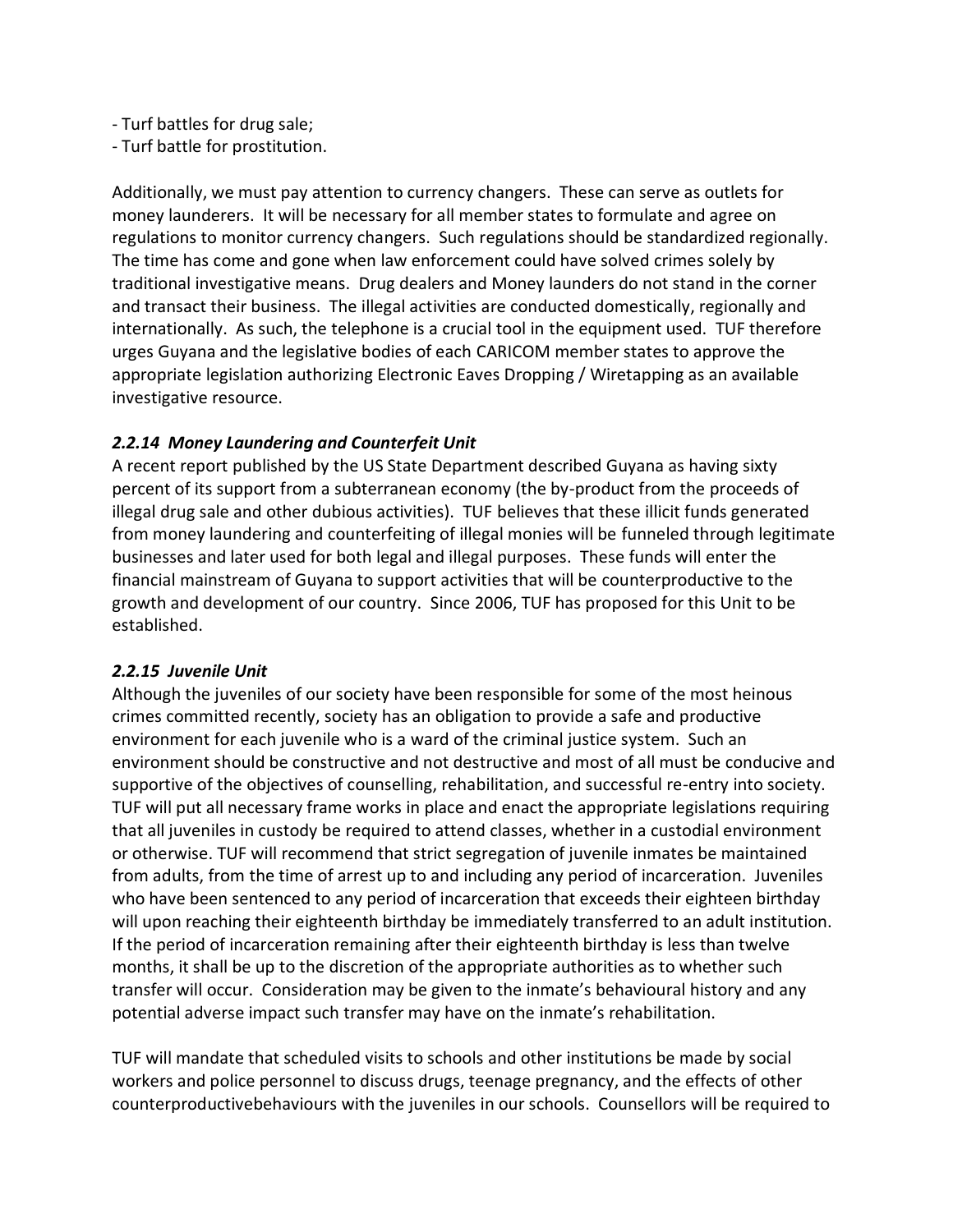- Turf battles for drug sale;
- Turf battle for prostitution.

Additionally, we must pay attention to currency changers. These can serve as outlets for money launderers. It will be necessary for all member states to formulate and agree on regulations to monitor currency changers. Such regulations should be standardized regionally. The time has come and gone when law enforcement could have solved crimes solely by traditional investigative means. Drug dealers and Money launders do not stand in the corner and transact their business. The illegal activities are conducted domestically, regionally and internationally. As such, the telephone is a crucial tool in the equipment used. TUF therefore urges Guyana and the legislative bodies of each CARICOM member states to approve the appropriate legislation authorizing Electronic Eaves Dropping / Wiretapping as an available investigative resource.

### *2.2.14 Money Laundering and Counterfeit Unit*

A recent report published by the US State Department described Guyana as having sixty percent of its support from a subterranean economy (the by-product from the proceeds of illegal drug sale and other dubious activities). TUF believes that these illicit funds generated from money laundering and counterfeiting of illegal monies will be funneled through legitimate businesses and later used for both legal and illegal purposes. These funds will enter the financial mainstream of Guyana to support activities that will be counterproductive to the growth and development of our country. Since 2006, TUF has proposed for this Unit to be established.

### *2.2.15 Juvenile Unit*

Although the juveniles of our society have been responsible for some of the most heinous crimes committed recently, society has an obligation to provide a safe and productive environment for each juvenile who is a ward of the criminal justice system. Such an environment should be constructive and not destructive and most of all must be conducive and supportive of the objectives of counselling, rehabilitation, and successful re-entry into society. TUF will put all necessary frame works in place and enact the appropriate legislations requiring that all juveniles in custody be required to attend classes, whether in a custodial environment or otherwise. TUF will recommend that strict segregation of juvenile inmates be maintained from adults, from the time of arrest up to and including any period of incarceration. Juveniles who have been sentenced to any period of incarceration that exceeds their eighteen birthday will upon reaching their eighteenth birthday be immediately transferred to an adult institution. If the period of incarceration remaining after their eighteenth birthday is less than twelve months, it shall be up to the discretion of the appropriate authorities as to whether such transfer will occur. Consideration may be given to the inmate's behavioural history and any potential adverse impact such transfer may have on the inmate's rehabilitation.

TUF will mandate that scheduled visits to schools and other institutions be made by social workers and police personnel to discuss drugs, teenage pregnancy, and the effects of other counterproductivebehaviours with the juveniles in our schools. Counsellors will be required to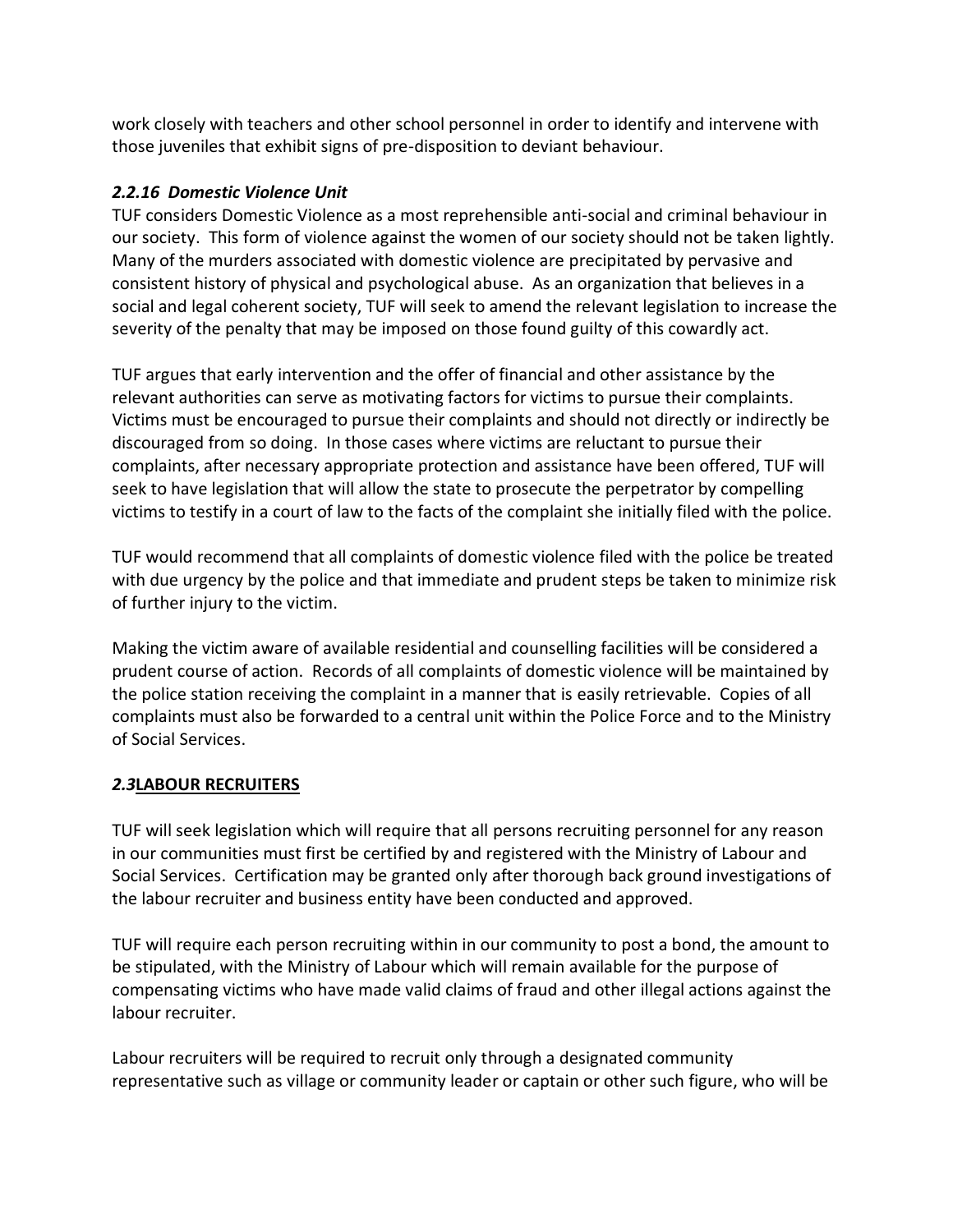work closely with teachers and other school personnel in order to identify and intervene with those juveniles that exhibit signs of pre-disposition to deviant behaviour.

### *2.2.16 Domestic Violence Unit*

TUF considers Domestic Violence as a most reprehensible anti-social and criminal behaviour in our society. This form of violence against the women of our society should not be taken lightly. Many of the murders associated with domestic violence are precipitated by pervasive and consistent history of physical and psychological abuse. As an organization that believes in a social and legal coherent society, TUF will seek to amend the relevant legislation to increase the severity of the penalty that may be imposed on those found guilty of this cowardly act.

TUF argues that early intervention and the offer of financial and other assistance by the relevant authorities can serve as motivating factors for victims to pursue their complaints. Victims must be encouraged to pursue their complaints and should not directly or indirectly be discouraged from so doing. In those cases where victims are reluctant to pursue their complaints, after necessary appropriate protection and assistance have been offered, TUF will seek to have legislation that will allow the state to prosecute the perpetrator by compelling victims to testify in a court of law to the facts of the complaint she initially filed with the police.

TUF would recommend that all complaints of domestic violence filed with the police be treated with due urgency by the police and that immediate and prudent steps be taken to minimize risk of further injury to the victim.

Making the victim aware of available residential and counselling facilities will be considered a prudent course of action. Records of all complaints of domestic violence will be maintained by the police station receiving the complaint in a manner that is easily retrievable. Copies of all complaints must also be forwarded to a central unit within the Police Force and to the Ministry of Social Services.

## ***2.3*<u>LABOUR RECRUITERS</u>**

TUF will seek legislation which will require that all persons recruiting personnel for any reason in our communities must first be certified by and registered with the Ministry of Labour and Social Services. Certification may be granted only after thorough back ground investigations of the labour recruiter and business entity have been conducted and approved.

TUF will require each person recruiting within in our community to post a bond, the amount to be stipulated, with the Ministry of Labour which will remain available for the purpose of compensating victims who have made valid claims of fraud and other illegal actions against the labour recruiter.

Labour recruiters will be required to recruit only through a designated community representative such as village or community leader or captain or other such figure, who will be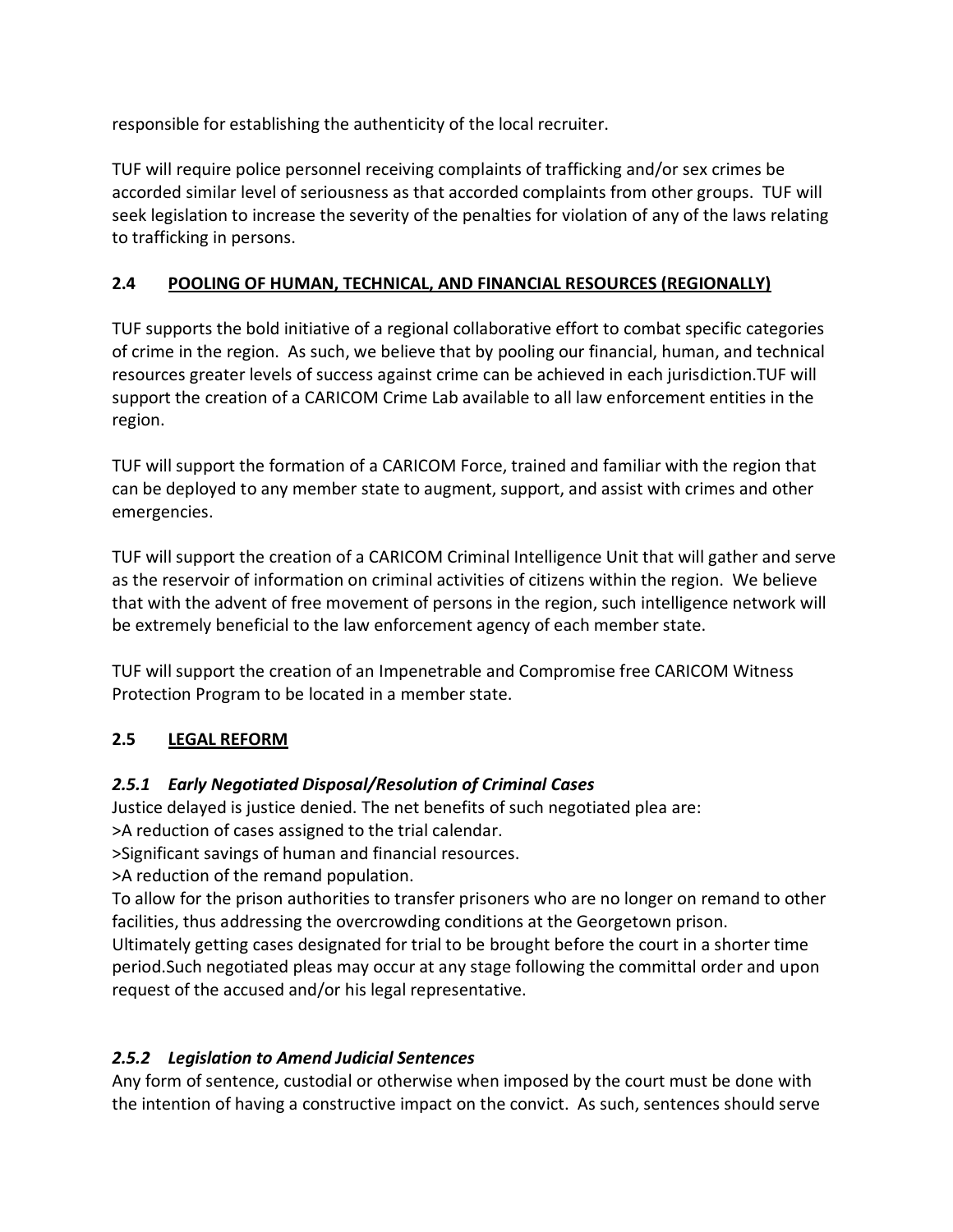responsible for establishing the authenticity of the local recruiter.

TUF will require police personnel receiving complaints of trafficking and/or sex crimes be accorded similar level of seriousness as that accorded complaints from other groups. TUF will seek legislation to increase the severity of the penalties for violation of any of the laws relating to trafficking in persons.

## 2.4 POOLING OF HUMAN, TECHNICAL, AND FINANCIAL RESOURCES (REGIONALLY)

TUF supports the bold initiative of a regional collaborative effort to combat specific categories of crime in the region. As such, we believe that by pooling our financial, human, and technical resources greater levels of success against crime can be achieved in each jurisdiction.TUF will support the creation of a CARICOM Crime Lab available to all law enforcement entities in the region.

TUF will support the formation of a CARICOM Force, trained and familiar with the region that can be deployed to any member state to augment, support, and assist with crimes and other emergencies.

TUF will support the creation of a CARICOM Criminal Intelligence Unit that will gather and serve as the reservoir of information on criminal activities of citizens within the region. We believe that with the advent of free movement of persons in the region, such intelligence network will be extremely beneficial to the law enforcement agency of each member state.

TUF will support the creation of an Impenetrable and Compromise free CARICOM Witness Protection Program to be located in a member state.

## 2.5 LEGAL REFORM

### *2.5.1 Early Negotiated Disposal/Resolution of Criminal Cases*

Justice delayed is justice denied. The net benefits of such negotiated plea are:

>A reduction of cases assigned to the trial calendar.

>Significant savings of human and financial resources.

>A reduction of the remand population.

To allow for the prison authorities to transfer prisoners who are no longer on remand to other facilities, thus addressing the overcrowding conditions at the Georgetown prison.

Ultimately getting cases designated for trial to be brought before the court in a shorter time period.Such negotiated pleas may occur at any stage following the committal order and upon request of the accused and/or his legal representative.

### *2.5.2 Legislation to Amend Judicial Sentences*

Any form of sentence, custodial or otherwise when imposed by the court must be done with the intention of having a constructive impact on the convict. As such, sentences should serve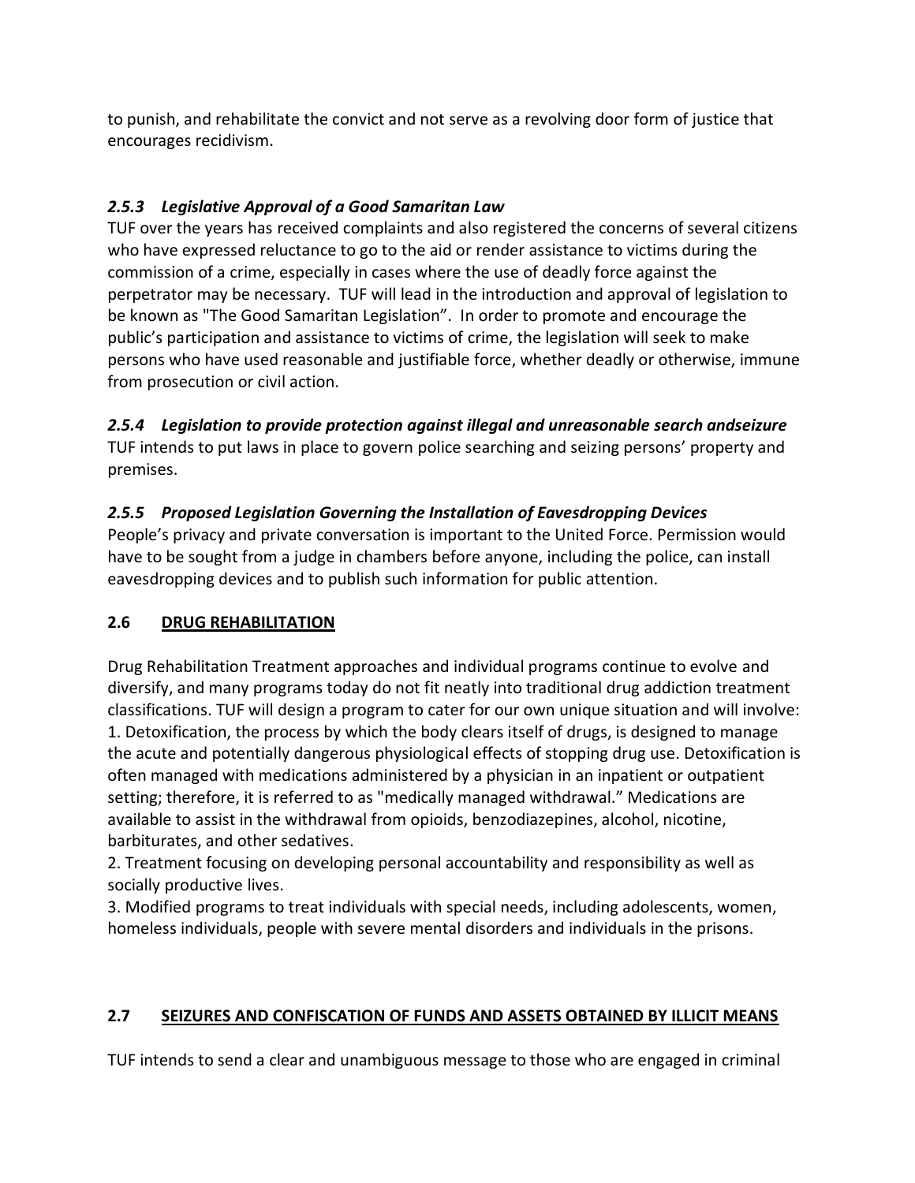to punish, and rehabilitate the convict and not serve as a revolving door form of justice that encourages recidivism.

### *2.5.3 Legislative Approval of a Good Samaritan Law*

TUF over the years has received complaints and also registered the concerns of several citizens who have expressed reluctance to go to the aid or render assistance to victims during the commission of a crime, especially in cases where the use of deadly force against the perpetrator may be necessary. TUF will lead in the introduction and approval of legislation to be known as "The Good Samaritan Legislation". In order to promote and encourage the public's participation and assistance to victims of crime, the legislation will seek to make persons who have used reasonable and justifiable force, whether deadly or otherwise, immune from prosecution or civil action.

### *2.5.4 Legislation to provide protection against illegal and unreasonable search andseizure*

TUF intends to put laws in place to govern police searching and seizing persons' property and premises.

### *2.5.5 Proposed Legislation Governing the Installation of Eavesdropping Devices*

People's privacy and private conversation is important to the United Force. Permission would have to be sought from a judge in chambers before anyone, including the police, can install eavesdropping devices and to publish such information for public attention.

## 2.6 DRUG REHABILITATION

Drug Rehabilitation Treatment approaches and individual programs continue to evolve and diversify, and many programs today do not fit neatly into traditional drug addiction treatment classifications. TUF will design a program to cater for our own unique situation and will involve:

1. Detoxification, the process by which the body clears itself of drugs, is designed to manage the acute and potentially dangerous physiological effects of stopping drug use. Detoxification is often managed with medications administered by a physician in an inpatient or outpatient setting; therefore, it is referred to as "medically managed withdrawal." Medications are available to assist in the withdrawal from opioids, benzodiazepines, alcohol, nicotine, barbiturates, and other sedatives.
2. Treatment focusing on developing personal accountability and responsibility as well as socially productive lives.
3. Modified programs to treat individuals with special needs, including adolescents, women, homeless individuals, people with severe mental disorders and individuals in the prisons.

## 2.7 SEIZURES AND CONFISCATION OF FUNDS AND ASSETS OBTAINED BY ILLICIT MEANS

TUF intends to send a clear and unambiguous message to those who are engaged in criminal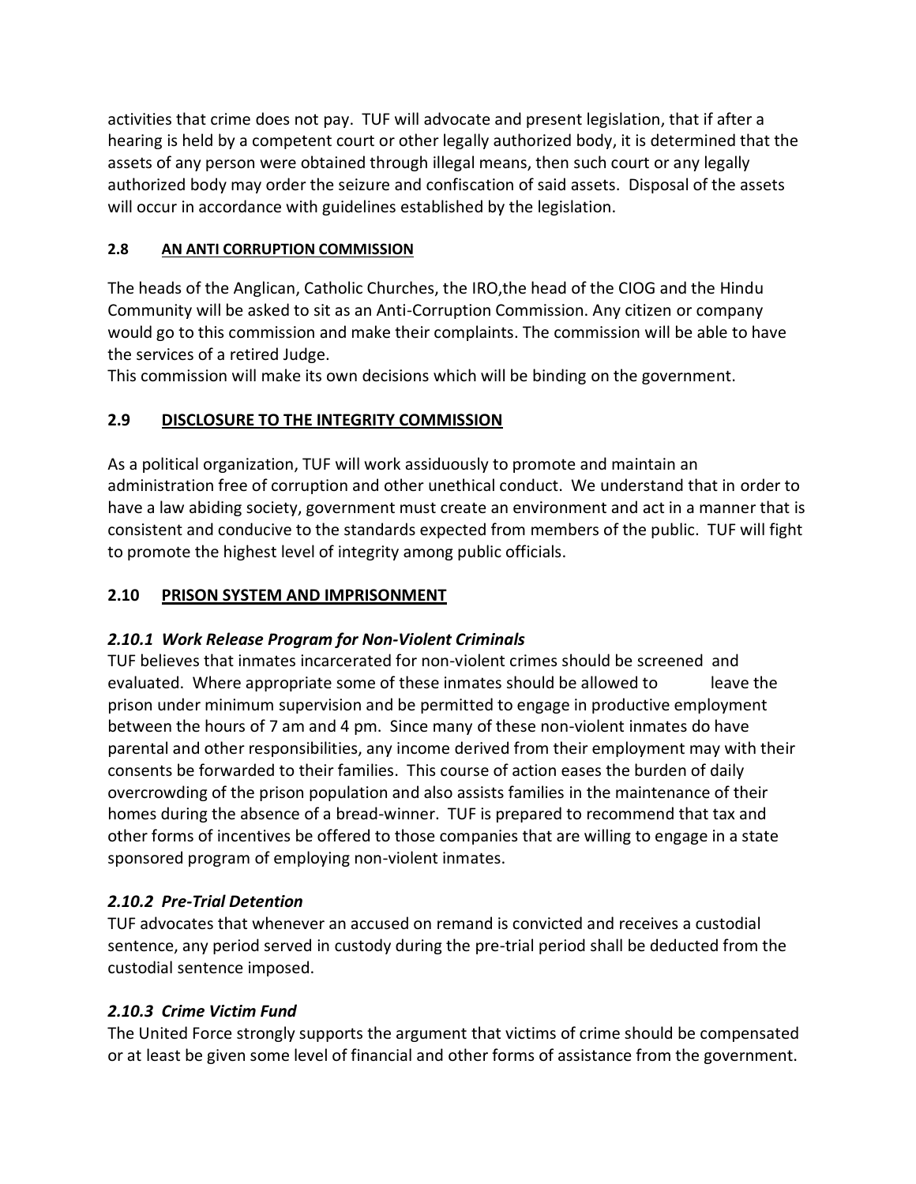activities that crime does not pay. TUF will advocate and present legislation, that if after a hearing is held by a competent court or other legally authorized body, it is determined that the assets of any person were obtained through illegal means, then such court or any legally authorized body may order the seizure and confiscation of said assets. Disposal of the assets will occur in accordance with guidelines established by the legislation.

## 2.8 AN ANTI CORRUPTION COMMISSION

The heads of the Anglican, Catholic Churches, the IRO,the head of the CIOG and the Hindu Community will be asked to sit as an Anti-Corruption Commission. Any citizen or company would go to this commission and make their complaints. The commission will be able to have the services of a retired Judge.
This commission will make its own decisions which will be binding on the government.

## 2.9 DISCLOSURE TO THE INTEGRITY COMMISSION

As a political organization, TUF will work assiduously to promote and maintain an administration free of corruption and other unethical conduct. We understand that in order to have a law abiding society, government must create an environment and act in a manner that is consistent and conducive to the standards expected from members of the public. TUF will fight to promote the highest level of integrity among public officials.

## 2.10 PRISON SYSTEM AND IMPRISONMENT

### *2.10.1 Work Release Program for Non-Violent Criminals*

TUF believes that inmates incarcerated for non-violent crimes should be screened and evaluated. Where appropriate some of these inmates should be allowed to leave the prison under minimum supervision and be permitted to engage in productive employment between the hours of 7 am and 4 pm. Since many of these non-violent inmates do have parental and other responsibilities, any income derived from their employment may with their consents be forwarded to their families. This course of action eases the burden of daily overcrowding of the prison population and also assists families in the maintenance of their homes during the absence of a bread-winner. TUF is prepared to recommend that tax and other forms of incentives be offered to those companies that are willing to engage in a state sponsored program of employing non-violent inmates.

### *2.10.2 Pre-Trial Detention*

TUF advocates that whenever an accused on remand is convicted and receives a custodial sentence, any period served in custody during the pre-trial period shall be deducted from the custodial sentence imposed.

### *2.10.3 Crime Victim Fund*

The United Force strongly supports the argument that victims of crime should be compensated or at least be given some level of financial and other forms of assistance from the government.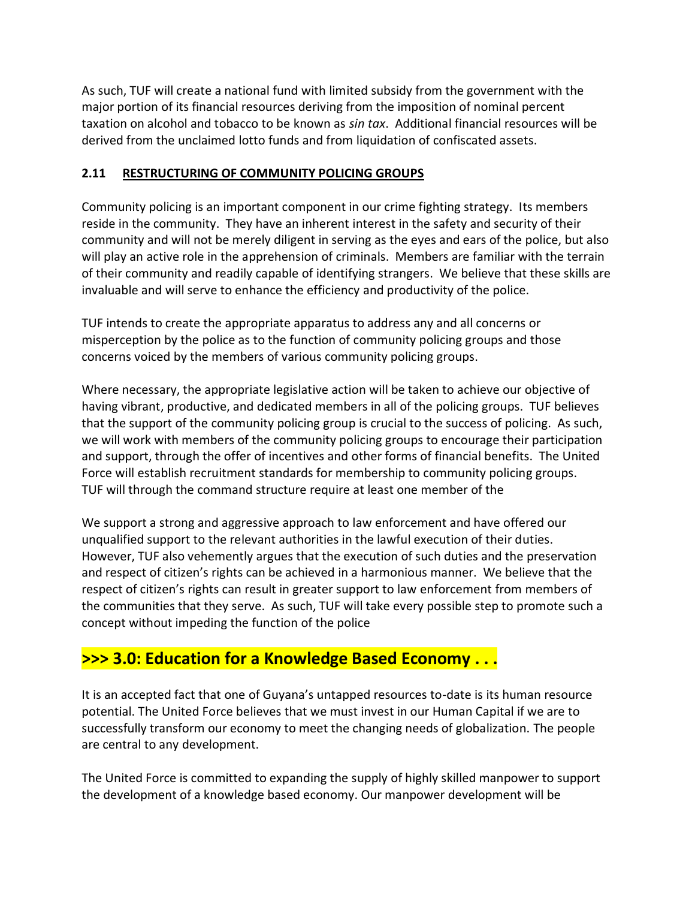As such, TUF will create a national fund with limited subsidy from the government with the major portion of its financial resources deriving from the imposition of nominal percent taxation on alcohol and tobacco to be known as *sin tax*. Additional financial resources will be derived from the unclaimed lotto funds and from liquidation of confiscated assets.

### 2.11 RESTRUCTURING OF COMMUNITY POLICING GROUPS

Community policing is an important component in our crime fighting strategy. Its members reside in the community. They have an inherent interest in the safety and security of their community and will not be merely diligent in serving as the eyes and ears of the police, but also will play an active role in the apprehension of criminals. Members are familiar with the terrain of their community and readily capable of identifying strangers. We believe that these skills are invaluable and will serve to enhance the efficiency and productivity of the police.

TUF intends to create the appropriate apparatus to address any and all concerns or misperception by the police as to the function of community policing groups and those concerns voiced by the members of various community policing groups.

Where necessary, the appropriate legislative action will be taken to achieve our objective of having vibrant, productive, and dedicated members in all of the policing groups. TUF believes that the support of the community policing group is crucial to the success of policing. As such, we will work with members of the community policing groups to encourage their participation and support, through the offer of incentives and other forms of financial benefits. The United Force will establish recruitment standards for membership to community policing groups. TUF will through the command structure require at least one member of the

We support a strong and aggressive approach to law enforcement and have offered our unqualified support to the relevant authorities in the lawful execution of their duties. However, TUF also vehemently argues that the execution of such duties and the preservation and respect of citizen's rights can be achieved in a harmonious manner. We believe that the respect of citizen's rights can result in greater support to law enforcement from members of the communities that they serve. As such, TUF will take every possible step to promote such a concept without impeding the function of the police

## >>> 3.0: Education for a Knowledge Based Economy . . .

It is an accepted fact that one of Guyana's untapped resources to-date is its human resource potential. The United Force believes that we must invest in our Human Capital if we are to successfully transform our economy to meet the changing needs of globalization. The people are central to any development.

The United Force is committed to expanding the supply of highly skilled manpower to support the development of a knowledge based economy. Our manpower development will be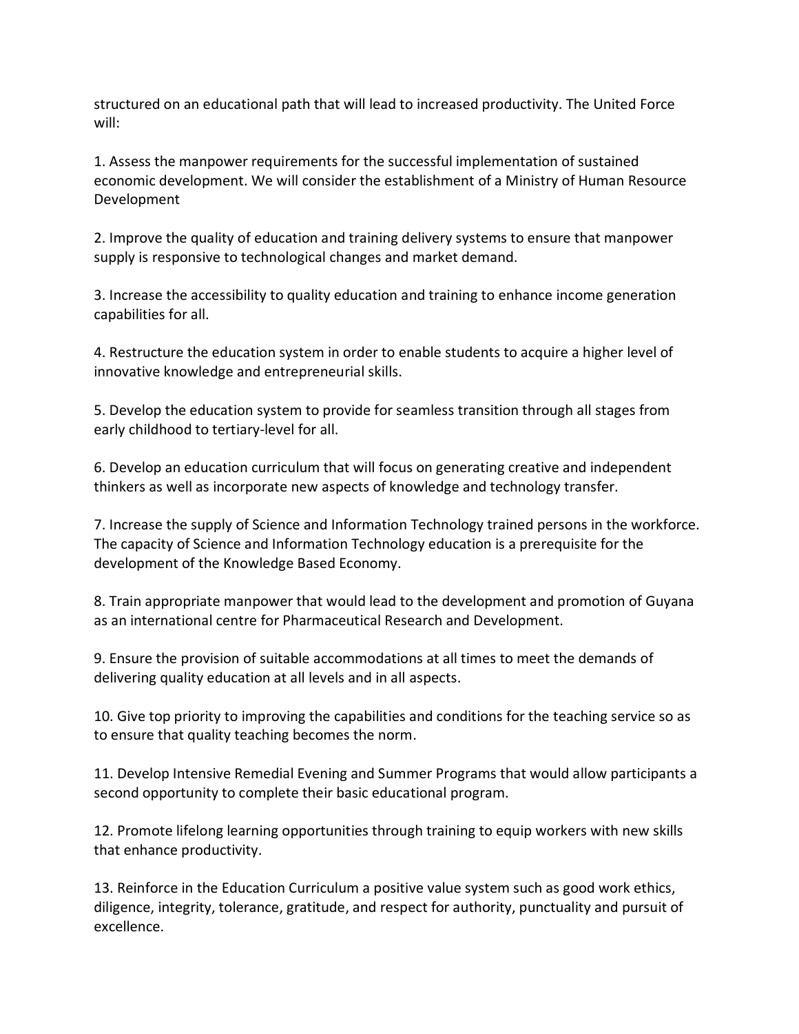structured on an educational path that will lead to increased productivity. The United Force will:

1. Assess the manpower requirements for the successful implementation of sustained economic development. We will consider the establishment of a Ministry of Human Resource Development

2. Improve the quality of education and training delivery systems to ensure that manpower supply is responsive to technological changes and market demand.

3. Increase the accessibility to quality education and training to enhance income generation capabilities for all.

4. Restructure the education system in order to enable students to acquire a higher level of innovative knowledge and entrepreneurial skills.

5. Develop the education system to provide for seamless transition through all stages from early childhood to tertiary-level for all.

6. Develop an education curriculum that will focus on generating creative and independent thinkers as well as incorporate new aspects of knowledge and technology transfer.

7. Increase the supply of Science and Information Technology trained persons in the workforce. The capacity of Science and Information Technology education is a prerequisite for the development of the Knowledge Based Economy.

8. Train appropriate manpower that would lead to the development and promotion of Guyana as an international centre for Pharmaceutical Research and Development.

9. Ensure the provision of suitable accommodations at all times to meet the demands of delivering quality education at all levels and in all aspects.

10. Give top priority to improving the capabilities and conditions for the teaching service so as to ensure that quality teaching becomes the norm.

11. Develop Intensive Remedial Evening and Summer Programs that would allow participants a second opportunity to complete their basic educational program.

12. Promote lifelong learning opportunities through training to equip workers with new skills that enhance productivity.

13. Reinforce in the Education Curriculum a positive value system such as good work ethics, diligence, integrity, tolerance, gratitude, and respect for authority, punctuality and pursuit of excellence.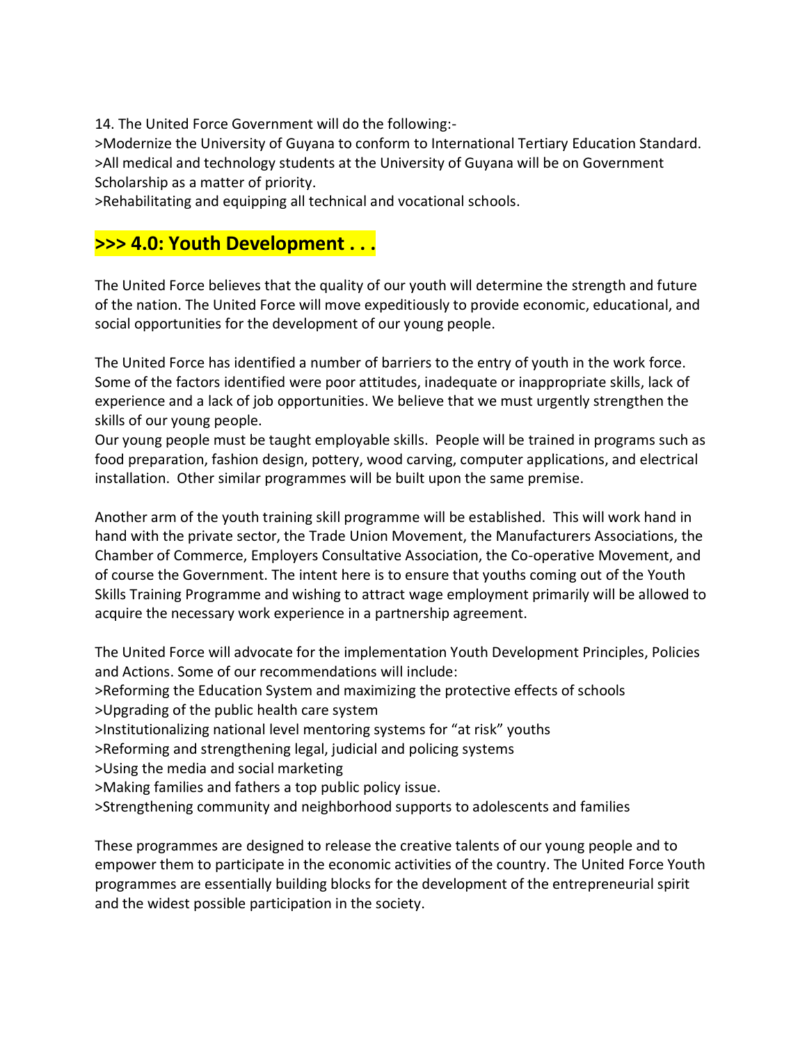14. The United Force Government will do the following:-

>Modernize the University of Guyana to conform to International Tertiary Education Standard.
>All medical and technology students at the University of Guyana will be on Government Scholarship as a matter of priority.
>Rehabilitating and equipping all technical and vocational schools.

## >>> 4.0: Youth Development . . .

The United Force believes that the quality of our youth will determine the strength and future of the nation. The United Force will move expeditiously to provide economic, educational, and social opportunities for the development of our young people.

The United Force has identified a number of barriers to the entry of youth in the work force. Some of the factors identified were poor attitudes, inadequate or inappropriate skills, lack of experience and a lack of job opportunities. We believe that we must urgently strengthen the skills of our young people.
Our young people must be taught employable skills. People will be trained in programs such as food preparation, fashion design, pottery, wood carving, computer applications, and electrical installation. Other similar programmes will be built upon the same premise.

Another arm of the youth training skill programme will be established. This will work hand in hand with the private sector, the Trade Union Movement, the Manufacturers Associations, the Chamber of Commerce, Employers Consultative Association, the Co-operative Movement, and of course the Government. The intent here is to ensure that youths coming out of the Youth Skills Training Programme and wishing to attract wage employment primarily will be allowed to acquire the necessary work experience in a partnership agreement.

The United Force will advocate for the implementation Youth Development Principles, Policies and Actions. Some of our recommendations will include:
>Reforming the Education System and maximizing the protective effects of schools
>Upgrading of the public health care system
>Institutionalizing national level mentoring systems for "at risk" youths
>Reforming and strengthening legal, judicial and policing systems
>Using the media and social marketing
>Making families and fathers a top public policy issue.
>Strengthening community and neighborhood supports to adolescents and families

These programmes are designed to release the creative talents of our young people and to empower them to participate in the economic activities of the country. The United Force Youth programmes are essentially building blocks for the development of the entrepreneurial spirit and the widest possible participation in the society.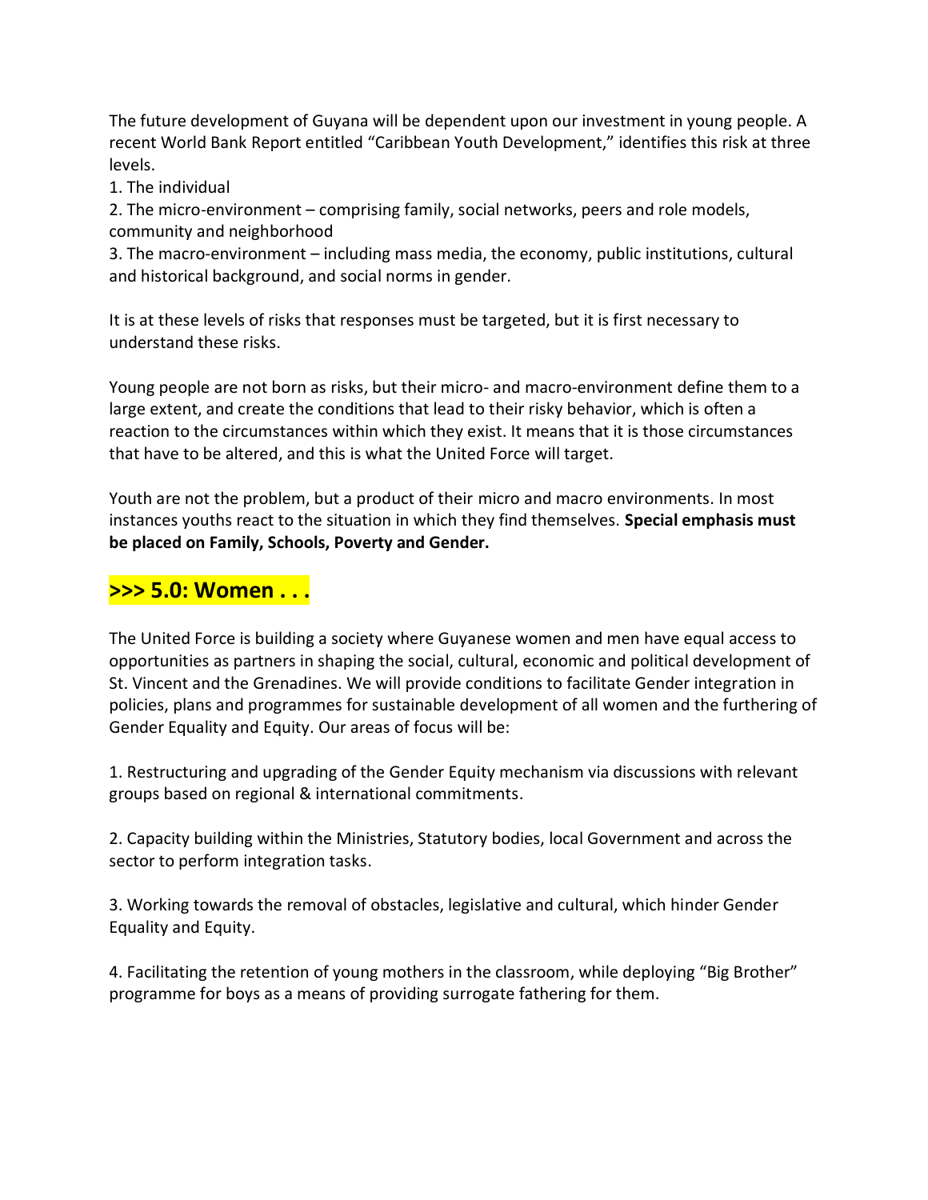The future development of Guyana will be dependent upon our investment in young people. A recent World Bank Report entitled "Caribbean Youth Development," identifies this risk at three levels.

1. The individual
2. The micro-environment – comprising family, social networks, peers and role models, community and neighborhood
3. The macro-environment – including mass media, the economy, public institutions, cultural and historical background, and social norms in gender.

It is at these levels of risks that responses must be targeted, but it is first necessary to understand these risks.

Young people are not born as risks, but their micro- and macro-environment define them to a large extent, and create the conditions that lead to their risky behavior, which is often a reaction to the circumstances within which they exist. It means that it is those circumstances that have to be altered, and this is what the United Force will target.

Youth are not the problem, but a product of their micro and macro environments. In most instances youths react to the situation in which they find themselves. **Special emphasis must be placed on Family, Schools, Poverty and Gender.**

## >>> 5.0: Women . . .

The United Force is building a society where Guyanese women and men have equal access to opportunities as partners in shaping the social, cultural, economic and political development of St. Vincent and the Grenadines. We will provide conditions to facilitate Gender integration in policies, plans and programmes for sustainable development of all women and the furthering of Gender Equality and Equity. Our areas of focus will be:

1. Restructuring and upgrading of the Gender Equity mechanism via discussions with relevant groups based on regional & international commitments.

2. Capacity building within the Ministries, Statutory bodies, local Government and across the sector to perform integration tasks.

3. Working towards the removal of obstacles, legislative and cultural, which hinder Gender Equality and Equity.

4. Facilitating the retention of young mothers in the classroom, while deploying "Big Brother" programme for boys as a means of providing surrogate fathering for them.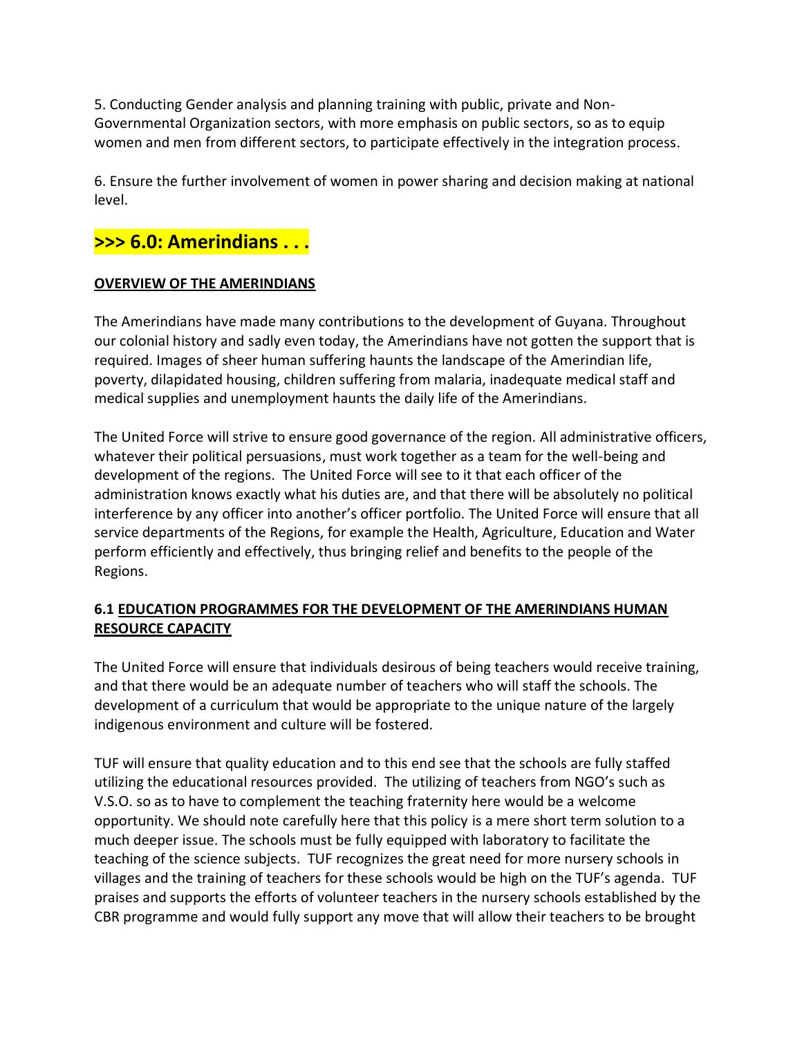5. Conducting Gender analysis and planning training with public, private and Non-Governmental Organization sectors, with more emphasis on public sectors, so as to equip women and men from different sectors, to participate effectively in the integration process.

6. Ensure the further involvement of women in power sharing and decision making at national level.

## >>> 6.0: Amerindians . . .

**OVERVIEW OF THE AMERINDIANS**

The Amerindians have made many contributions to the development of Guyana. Throughout our colonial history and sadly even today, the Amerindians have not gotten the support that is required. Images of sheer human suffering haunts the landscape of the Amerindian life, poverty, dilapidated housing, children suffering from malaria, inadequate medical staff and medical supplies and unemployment haunts the daily life of the Amerindians.

The United Force will strive to ensure good governance of the region. All administrative officers, whatever their political persuasions, must work together as a team for the well-being and development of the regions. The United Force will see to it that each officer of the administration knows exactly what his duties are, and that there will be absolutely no political interference by any officer into another's officer portfolio. The United Force will ensure that all service departments of the Regions, for example the Health, Agriculture, Education and Water perform efficiently and effectively, thus bringing relief and benefits to the people of the Regions.

### 6.1 EDUCATION PROGRAMMES FOR THE DEVELOPMENT OF THE AMERINDIANS HUMAN RESOURCE CAPACITY

The United Force will ensure that individuals desirous of being teachers would receive training, and that there would be an adequate number of teachers who will staff the schools. The development of a curriculum that would be appropriate to the unique nature of the largely indigenous environment and culture will be fostered.

TUF will ensure that quality education and to this end see that the schools are fully staffed utilizing the educational resources provided. The utilizing of teachers from NGO's such as V.S.O. so as to have to complement the teaching fraternity here would be a welcome opportunity. We should note carefully here that this policy is a mere short term solution to a much deeper issue. The schools must be fully equipped with laboratory to facilitate the teaching of the science subjects. TUF recognizes the great need for more nursery schools in villages and the training of teachers for these schools would be high on the TUF's agenda. TUF praises and supports the efforts of volunteer teachers in the nursery schools established by the CBR programme and would fully support any move that will allow their teachers to be brought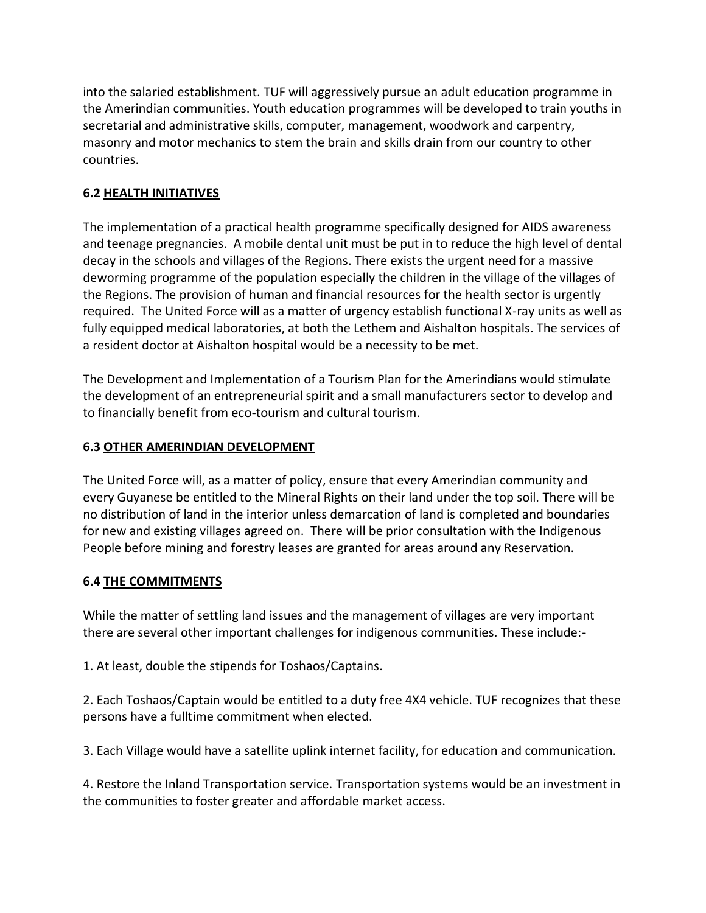into the salaried establishment. TUF will aggressively pursue an adult education programme in the Amerindian communities. Youth education programmes will be developed to train youths in secretarial and administrative skills, computer, management, woodwork and carpentry, masonry and motor mechanics to stem the brain and skills drain from our country to other countries.

### 6.2 <u>HEALTH INITIATIVES</u>

The implementation of a practical health programme specifically designed for AIDS awareness and teenage pregnancies. A mobile dental unit must be put in to reduce the high level of dental decay in the schools and villages of the Regions. There exists the urgent need for a massive deworming programme of the population especially the children in the village of the villages of the Regions. The provision of human and financial resources for the health sector is urgently required. The United Force will as a matter of urgency establish functional X-ray units as well as fully equipped medical laboratories, at both the Lethem and Aishalton hospitals. The services of a resident doctor at Aishalton hospital would be a necessity to be met.

The Development and Implementation of a Tourism Plan for the Amerindians would stimulate the development of an entrepreneurial spirit and a small manufacturers sector to develop and to financially benefit from eco-tourism and cultural tourism.

### 6.3 <u>OTHER AMERINDIAN DEVELOPMENT</u>

The United Force will, as a matter of policy, ensure that every Amerindian community and every Guyanese be entitled to the Mineral Rights on their land under the top soil. There will be no distribution of land in the interior unless demarcation of land is completed and boundaries for new and existing villages agreed on. There will be prior consultation with the Indigenous People before mining and forestry leases are granted for areas around any Reservation.

### 6.4 <u>THE COMMITMENTS</u>

While the matter of settling land issues and the management of villages are very important there are several other important challenges for indigenous communities. These include:-

1. At least, double the stipends for Toshaos/Captains.

2. Each Toshaos/Captain would be entitled to a duty free 4X4 vehicle. TUF recognizes that these persons have a fulltime commitment when elected.

3. Each Village would have a satellite uplink internet facility, for education and communication.

4. Restore the Inland Transportation service. Transportation systems would be an investment in the communities to foster greater and affordable market access.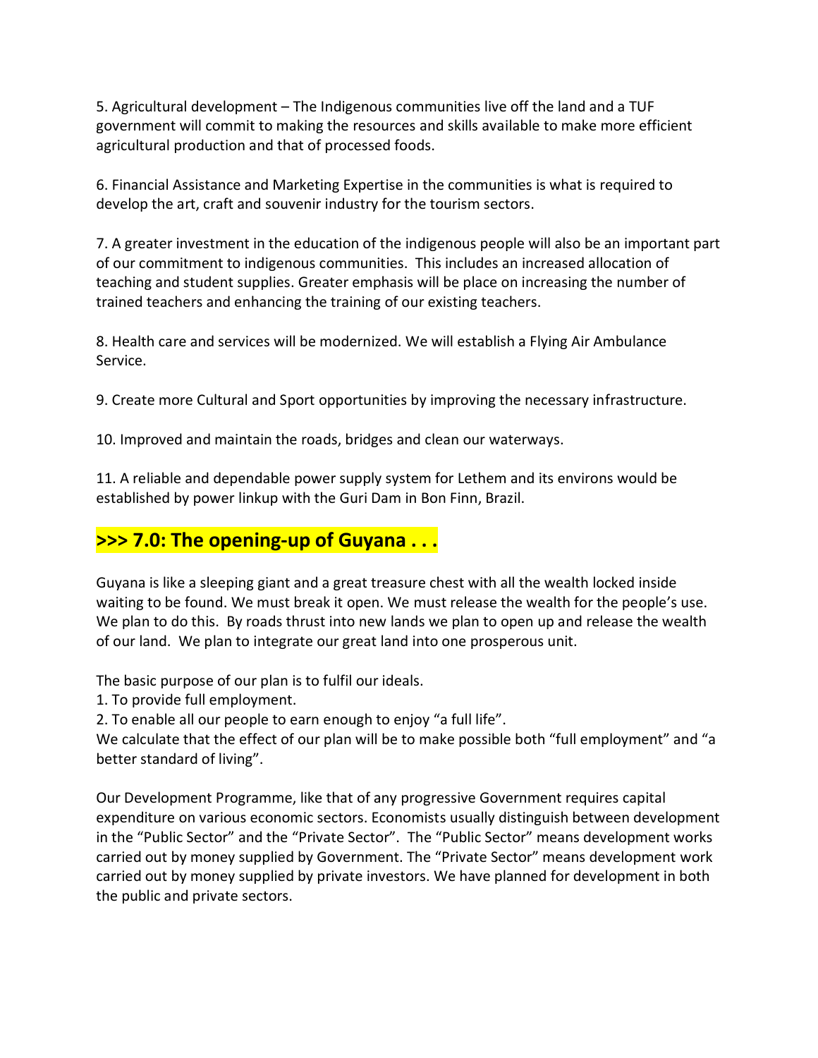5. Agricultural development – The Indigenous communities live off the land and a TUF government will commit to making the resources and skills available to make more efficient agricultural production and that of processed foods.

6. Financial Assistance and Marketing Expertise in the communities is what is required to develop the art, craft and souvenir industry for the tourism sectors.

7. A greater investment in the education of the indigenous people will also be an important part of our commitment to indigenous communities. This includes an increased allocation of teaching and student supplies. Greater emphasis will be place on increasing the number of trained teachers and enhancing the training of our existing teachers.

8. Health care and services will be modernized. We will establish a Flying Air Ambulance Service.

9. Create more Cultural and Sport opportunities by improving the necessary infrastructure.

10. Improved and maintain the roads, bridges and clean our waterways.

11. A reliable and dependable power supply system for Lethem and its environs would be established by power linkup with the Guri Dam in Bon Finn, Brazil.

## >>> 7.0: The opening-up of Guyana . . .

Guyana is like a sleeping giant and a great treasure chest with all the wealth locked inside waiting to be found. We must break it open. We must release the wealth for the people's use. We plan to do this. By roads thrust into new lands we plan to open up and release the wealth of our land. We plan to integrate our great land into one prosperous unit.

The basic purpose of our plan is to fulfil our ideals.

1. To provide full employment.
2. To enable all our people to earn enough to enjoy "a full life".

We calculate that the effect of our plan will be to make possible both "full employment" and "a better standard of living".

Our Development Programme, like that of any progressive Government requires capital expenditure on various economic sectors. Economists usually distinguish between development in the "Public Sector" and the "Private Sector". The "Public Sector" means development works carried out by money supplied by Government. The "Private Sector" means development work carried out by money supplied by private investors. We have planned for development in both the public and private sectors.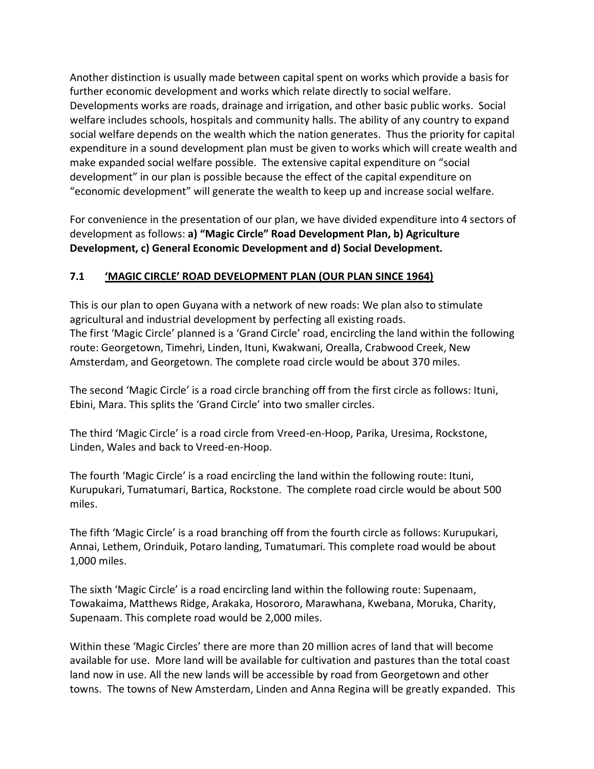Another distinction is usually made between capital spent on works which provide a basis for further economic development and works which relate directly to social welfare. Developments works are roads, drainage and irrigation, and other basic public works. Social welfare includes schools, hospitals and community halls. The ability of any country to expand social welfare depends on the wealth which the nation generates. Thus the priority for capital expenditure in a sound development plan must be given to works which will create wealth and make expanded social welfare possible. The extensive capital expenditure on "social development" in our plan is possible because the effect of the capital expenditure on "economic development" will generate the wealth to keep up and increase social welfare.

For convenience in the presentation of our plan, we have divided expenditure into 4 sectors of development as follows: **a) "Magic Circle" Road Development Plan, b) Agriculture Development, c) General Economic Development and d) Social Development.**

### 7.1 <u>'MAGIC CIRCLE' ROAD DEVELOPMENT PLAN (OUR PLAN SINCE 1964)</u>

This is our plan to open Guyana with a network of new roads: We plan also to stimulate agricultural and industrial development by perfecting all existing roads.
The first 'Magic Circle' planned is a 'Grand Circle' road, encircling the land within the following route: Georgetown, Timehri, Linden, Ituni, Kwakwani, Orealla, Crabwood Creek, New Amsterdam, and Georgetown. The complete road circle would be about 370 miles.

The second 'Magic Circle' is a road circle branching off from the first circle as follows: Ituni, Ebini, Mara. This splits the 'Grand Circle' into two smaller circles.

The third 'Magic Circle' is a road circle from Vreed-en-Hoop, Parika, Uresima, Rockstone, Linden, Wales and back to Vreed-en-Hoop.

The fourth 'Magic Circle' is a road encircling the land within the following route: Ituni, Kurupukari, Tumatumari, Bartica, Rockstone. The complete road circle would be about 500 miles.

The fifth 'Magic Circle' is a road branching off from the fourth circle as follows: Kurupukari, Annai, Lethem, Orinduik, Potaro landing, Tumatumari. This complete road would be about 1,000 miles.

The sixth 'Magic Circle' is a road encircling land within the following route: Supenaam, Towakaima, Matthews Ridge, Arakaka, Hosororo, Marawhana, Kwebana, Moruka, Charity, Supenaam. This complete road would be 2,000 miles.

Within these 'Magic Circles' there are more than 20 million acres of land that will become available for use. More land will be available for cultivation and pastures than the total coast land now in use. All the new lands will be accessible by road from Georgetown and other towns. The towns of New Amsterdam, Linden and Anna Regina will be greatly expanded. This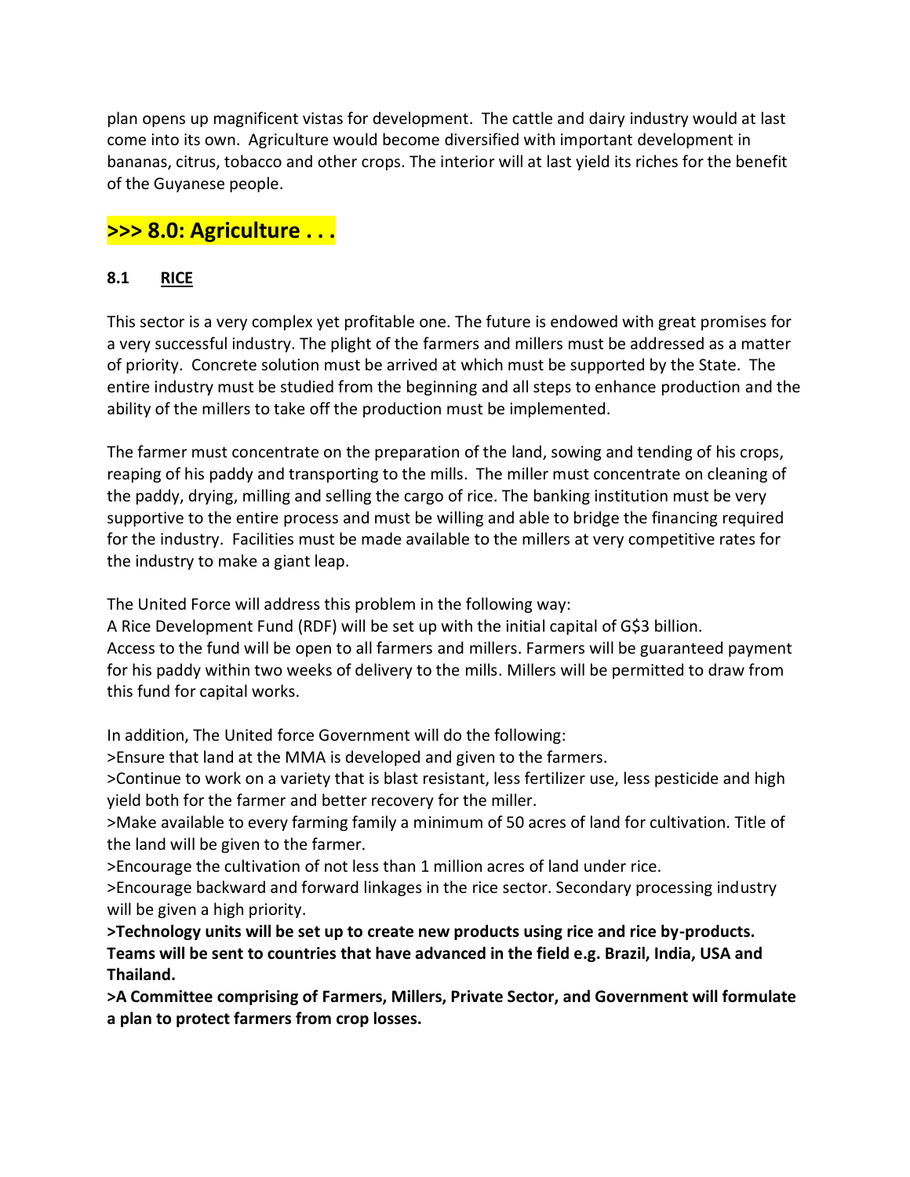plan opens up magnificent vistas for development. The cattle and dairy industry would at last come into its own. Agriculture would become diversified with important development in bananas, citrus, tobacco and other crops. The interior will at last yield its riches for the benefit of the Guyanese people.

## >>> 8.0: Agriculture . . .

### 8.1 RICE

This sector is a very complex yet profitable one. The future is endowed with great promises for a very successful industry. The plight of the farmers and millers must be addressed as a matter of priority. Concrete solution must be arrived at which must be supported by the State. The entire industry must be studied from the beginning and all steps to enhance production and the ability of the millers to take off the production must be implemented.

The farmer must concentrate on the preparation of the land, sowing and tending of his crops, reaping of his paddy and transporting to the mills. The miller must concentrate on cleaning of the paddy, drying, milling and selling the cargo of rice. The banking institution must be very supportive to the entire process and must be willing and able to bridge the financing required for the industry. Facilities must be made available to the millers at very competitive rates for the industry to make a giant leap.

The United Force will address this problem in the following way:
A Rice Development Fund (RDF) will be set up with the initial capital of G$3 billion.
Access to the fund will be open to all farmers and millers. Farmers will be guaranteed payment for his paddy within two weeks of delivery to the mills. Millers will be permitted to draw from this fund for capital works.

In addition, The United force Government will do the following:

>Ensure that land at the MMA is developed and given to the farmers.
>Continue to work on a variety that is blast resistant, less fertilizer use, less pesticide and high yield both for the farmer and better recovery for the miller.
>Make available to every farming family a minimum of 50 acres of land for cultivation. Title of the land will be given to the farmer.
>Encourage the cultivation of not less than 1 million acres of land under rice.
>Encourage backward and forward linkages in the rice sector. Secondary processing industry will be given a high priority.
**>Technology units will be set up to create new products using rice and rice by-products. Teams will be sent to countries that have advanced in the field e.g. Brazil, India, USA and Thailand.**
**>A Committee comprising of Farmers, Millers, Private Sector, and Government will formulate a plan to protect farmers from crop losses.**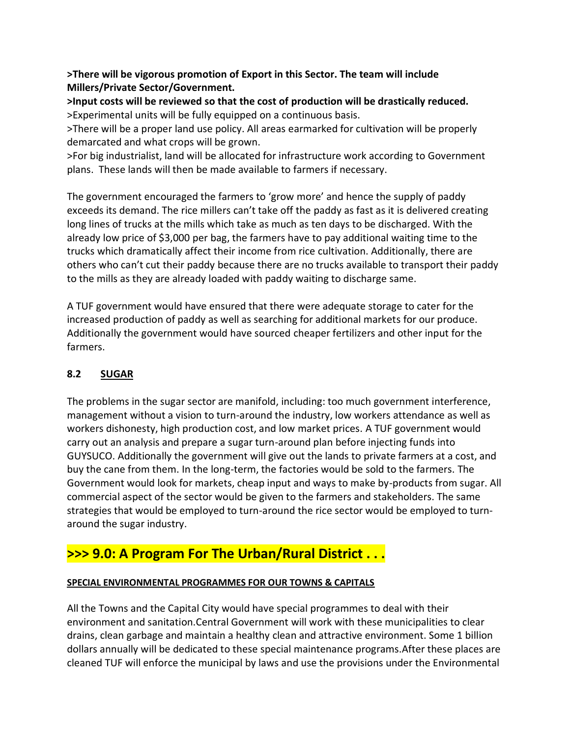**>There will be vigorous promotion of Export in this Sector. The team will include Millers/Private Sector/Government.**

**>Input costs will be reviewed so that the cost of production will be drastically reduced.**

>Experimental units will be fully equipped on a continuous basis.

>There will be a proper land use policy. All areas earmarked for cultivation will be properly demarcated and what crops will be grown.

>For big industrialist, land will be allocated for infrastructure work according to Government plans. These lands will then be made available to farmers if necessary.

The government encouraged the farmers to 'grow more' and hence the supply of paddy exceeds its demand. The rice millers can't take off the paddy as fast as it is delivered creating long lines of trucks at the mills which take as much as ten days to be discharged. With the already low price of $3,000 per bag, the farmers have to pay additional waiting time to the trucks which dramatically affect their income from rice cultivation. Additionally, there are others who can't cut their paddy because there are no trucks available to transport their paddy to the mills as they are already loaded with paddy waiting to discharge same.

A TUF government would have ensured that there were adequate storage to cater for the increased production of paddy as well as searching for additional markets for our produce. Additionally the government would have sourced cheaper fertilizers and other input for the farmers.

### 8.2 SUGAR

The problems in the sugar sector are manifold, including: too much government interference, management without a vision to turn-around the industry, low workers attendance as well as workers dishonesty, high production cost, and low market prices. A TUF government would carry out an analysis and prepare a sugar turn-around plan before injecting funds into GUYSUCO. Additionally the government will give out the lands to private farmers at a cost, and buy the cane from them. In the long-term, the factories would be sold to the farmers. The Government would look for markets, cheap input and ways to make by-products from sugar. All commercial aspect of the sector would be given to the farmers and stakeholders. The same strategies that would be employed to turn-around the rice sector would be employed to turn-around the sugar industry.

## >>> 9.0: A Program For The Urban/Rural District . . .

**SPECIAL ENVIRONMENTAL PROGRAMMES FOR OUR TOWNS & CAPITALS**

All the Towns and the Capital City would have special programmes to deal with their environment and sanitation.Central Government will work with these municipalities to clear drains, clean garbage and maintain a healthy clean and attractive environment. Some 1 billion dollars annually will be dedicated to these special maintenance programs.After these places are cleaned TUF will enforce the municipal by laws and use the provisions under the Environmental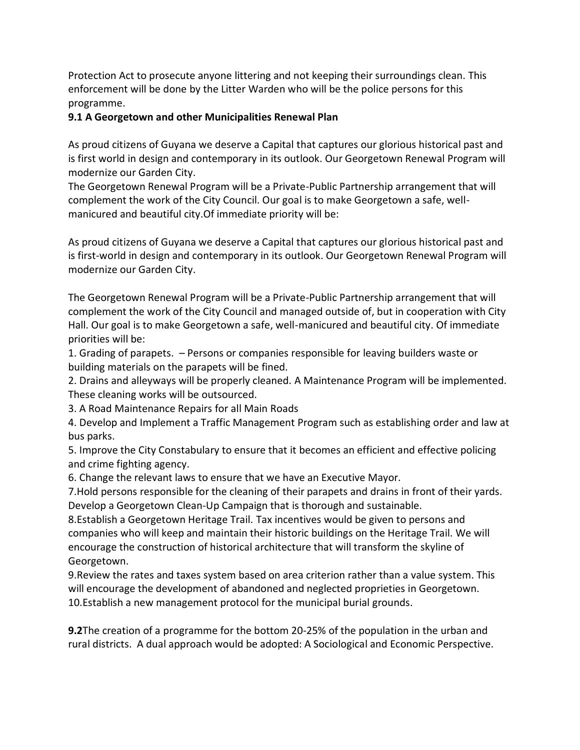Protection Act to prosecute anyone littering and not keeping their surroundings clean. This enforcement will be done by the Litter Warden who will be the police persons for this programme.

**9.1 A Georgetown and other Municipalities Renewal Plan**

As proud citizens of Guyana we deserve a Capital that captures our glorious historical past and is first world in design and contemporary in its outlook. Our Georgetown Renewal Program will modernize our Garden City.

The Georgetown Renewal Program will be a Private-Public Partnership arrangement that will complement the work of the City Council. Our goal is to make Georgetown a safe, well-manicured and beautiful city.Of immediate priority will be:

As proud citizens of Guyana we deserve a Capital that captures our glorious historical past and is first-world in design and contemporary in its outlook. Our Georgetown Renewal Program will modernize our Garden City.

The Georgetown Renewal Program will be a Private-Public Partnership arrangement that will complement the work of the City Council and managed outside of, but in cooperation with City Hall. Our goal is to make Georgetown a safe, well-manicured and beautiful city. Of immediate priorities will be:

1. Grading of parapets. – Persons or companies responsible for leaving builders waste or building materials on the parapets will be fined.
2. Drains and alleyways will be properly cleaned. A Maintenance Program will be implemented. These cleaning works will be outsourced.
3. A Road Maintenance Repairs for all Main Roads
4. Develop and Implement a Traffic Management Program such as establishing order and law at bus parks.
5. Improve the City Constabulary to ensure that it becomes an efficient and effective policing and crime fighting agency.
6. Change the relevant laws to ensure that we have an Executive Mayor.
7. Hold persons responsible for the cleaning of their parapets and drains in front of their yards. Develop a Georgetown Clean-Up Campaign that is thorough and sustainable.
8. Establish a Georgetown Heritage Trail. Tax incentives would be given to persons and companies who will keep and maintain their historic buildings on the Heritage Trail. We will encourage the construction of historical architecture that will transform the skyline of Georgetown.
9. Review the rates and taxes system based on area criterion rather than a value system. This will encourage the development of abandoned and neglected proprieties in Georgetown.
10. Establish a new management protocol for the municipal burial grounds.

**9.2**The creation of a programme for the bottom 20-25% of the population in the urban and rural districts. A dual approach would be adopted: A Sociological and Economic Perspective.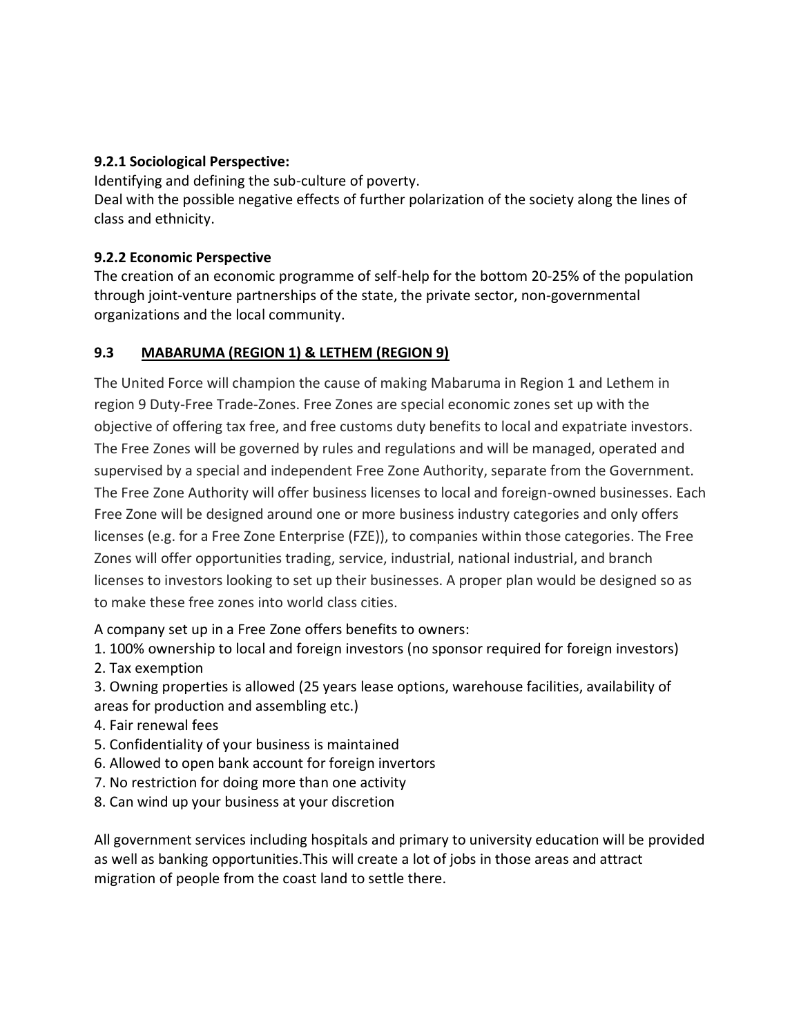#### 9.2.1 Sociological Perspective:

Identifying and defining the sub-culture of poverty.
Deal with the possible negative effects of further polarization of the society along the lines of class and ethnicity.

#### 9.2.2 Economic Perspective

The creation of an economic programme of self-help for the bottom 20-25% of the population through joint-venture partnerships of the state, the private sector, non-governmental organizations and the local community.

### 9.3 MABARUMA (REGION 1) & LETHEM (REGION 9)

The United Force will champion the cause of making Mabaruma in Region 1 and Lethem in region 9 Duty-Free Trade-Zones. Free Zones are special economic zones set up with the objective of offering tax free, and free customs duty benefits to local and expatriate investors. The Free Zones will be governed by rules and regulations and will be managed, operated and supervised by a special and independent Free Zone Authority, separate from the Government. The Free Zone Authority will offer business licenses to local and foreign-owned businesses. Each Free Zone will be designed around one or more business industry categories and only offers licenses (e.g. for a Free Zone Enterprise (FZE)), to companies within those categories. The Free Zones will offer opportunities trading, service, industrial, national industrial, and branch licenses to investors looking to set up their businesses. A proper plan would be designed so as to make these free zones into world class cities.

A company set up in a Free Zone offers benefits to owners:

1. 100% ownership to local and foreign investors (no sponsor required for foreign investors)
2. Tax exemption
3. Owning properties is allowed (25 years lease options, warehouse facilities, availability of areas for production and assembling etc.)
4. Fair renewal fees
5. Confidentiality of your business is maintained
6. Allowed to open bank account for foreign invertors
7. No restriction for doing more than one activity
8. Can wind up your business at your discretion

All government services including hospitals and primary to university education will be provided as well as banking opportunities.This will create a lot of jobs in those areas and attract migration of people from the coast land to settle there.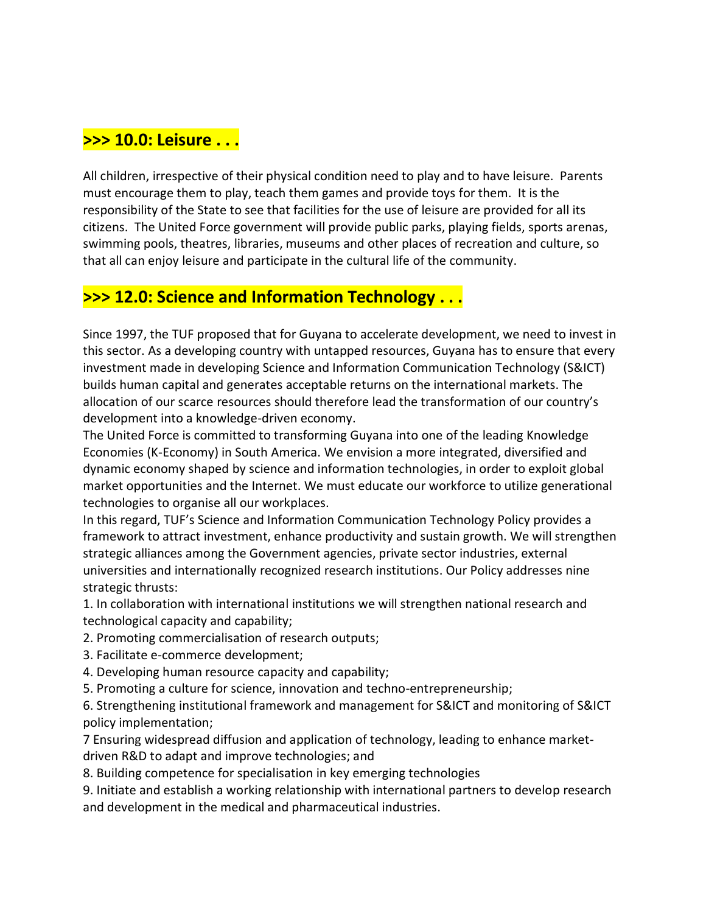## >>> 10.0: Leisure . . .

All children, irrespective of their physical condition need to play and to have leisure. Parents must encourage them to play, teach them games and provide toys for them. It is the responsibility of the State to see that facilities for the use of leisure are provided for all its citizens. The United Force government will provide public parks, playing fields, sports arenas, swimming pools, theatres, libraries, museums and other places of recreation and culture, so that all can enjoy leisure and participate in the cultural life of the community.

## >>> 12.0: Science and Information Technology . . .

Since 1997, the TUF proposed that for Guyana to accelerate development, we need to invest in this sector. As a developing country with untapped resources, Guyana has to ensure that every investment made in developing Science and Information Communication Technology (S&ICT) builds human capital and generates acceptable returns on the international markets. The allocation of our scarce resources should therefore lead the transformation of our country's development into a knowledge-driven economy.

The United Force is committed to transforming Guyana into one of the leading Knowledge Economies (K-Economy) in South America. We envision a more integrated, diversified and dynamic economy shaped by science and information technologies, in order to exploit global market opportunities and the Internet. We must educate our workforce to utilize generational technologies to organise all our workplaces.

In this regard, TUF's Science and Information Communication Technology Policy provides a framework to attract investment, enhance productivity and sustain growth. We will strengthen strategic alliances among the Government agencies, private sector industries, external universities and internationally recognized research institutions. Our Policy addresses nine strategic thrusts:

1. In collaboration with international institutions we will strengthen national research and technological capacity and capability;
2. Promoting commercialisation of research outputs;
3. Facilitate e-commerce development;
4. Developing human resource capacity and capability;
5. Promoting a culture for science, innovation and techno-entrepreneurship;
6. Strengthening institutional framework and management for S&ICT and monitoring of S&ICT policy implementation;
7 Ensuring widespread diffusion and application of technology, leading to enhance market-driven R&D to adapt and improve technologies; and
8. Building competence for specialisation in key emerging technologies
9. Initiate and establish a working relationship with international partners to develop research and development in the medical and pharmaceutical industries.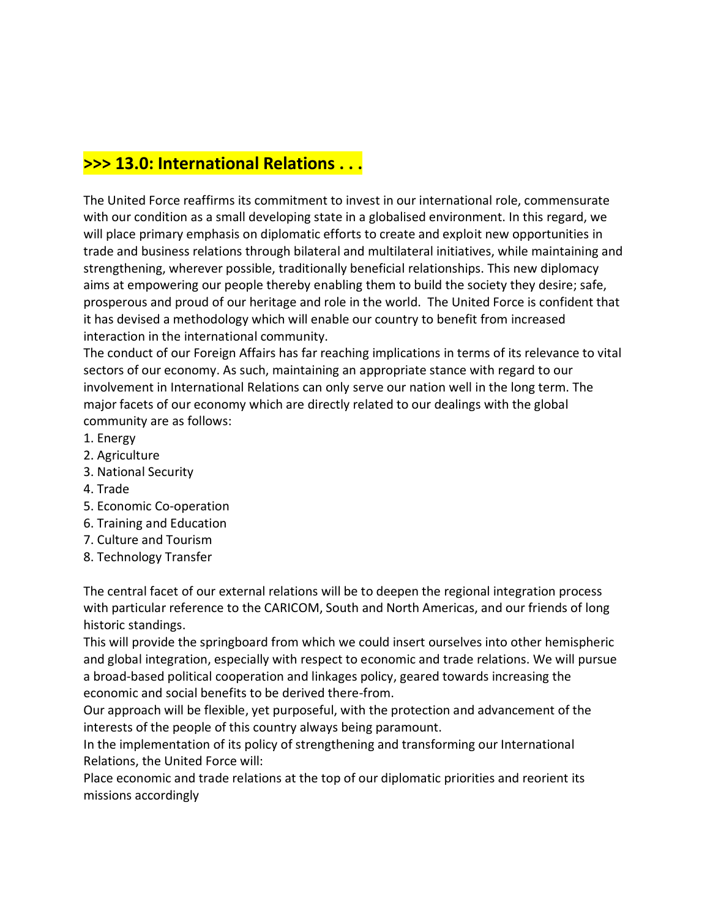## >>> 13.0: International Relations . . .

The United Force reaffirms its commitment to invest in our international role, commensurate with our condition as a small developing state in a globalised environment. In this regard, we will place primary emphasis on diplomatic efforts to create and exploit new opportunities in trade and business relations through bilateral and multilateral initiatives, while maintaining and strengthening, wherever possible, traditionally beneficial relationships. This new diplomacy aims at empowering our people thereby enabling them to build the society they desire; safe, prosperous and proud of our heritage and role in the world. The United Force is confident that it has devised a methodology which will enable our country to benefit from increased interaction in the international community.

The conduct of our Foreign Affairs has far reaching implications in terms of its relevance to vital sectors of our economy. As such, maintaining an appropriate stance with regard to our involvement in International Relations can only serve our nation well in the long term. The major facets of our economy which are directly related to our dealings with the global community are as follows:

1. Energy
2. Agriculture
3. National Security
4. Trade
5. Economic Co-operation
6. Training and Education
7. Culture and Tourism
8. Technology Transfer

The central facet of our external relations will be to deepen the regional integration process with particular reference to the CARICOM, South and North Americas, and our friends of long historic standings.

This will provide the springboard from which we could insert ourselves into other hemispheric and global integration, especially with respect to economic and trade relations. We will pursue a broad-based political cooperation and linkages policy, geared towards increasing the economic and social benefits to be derived there-from.

Our approach will be flexible, yet purposeful, with the protection and advancement of the interests of the people of this country always being paramount.

In the implementation of its policy of strengthening and transforming our International Relations, the United Force will:

Place economic and trade relations at the top of our diplomatic priorities and reorient its missions accordingly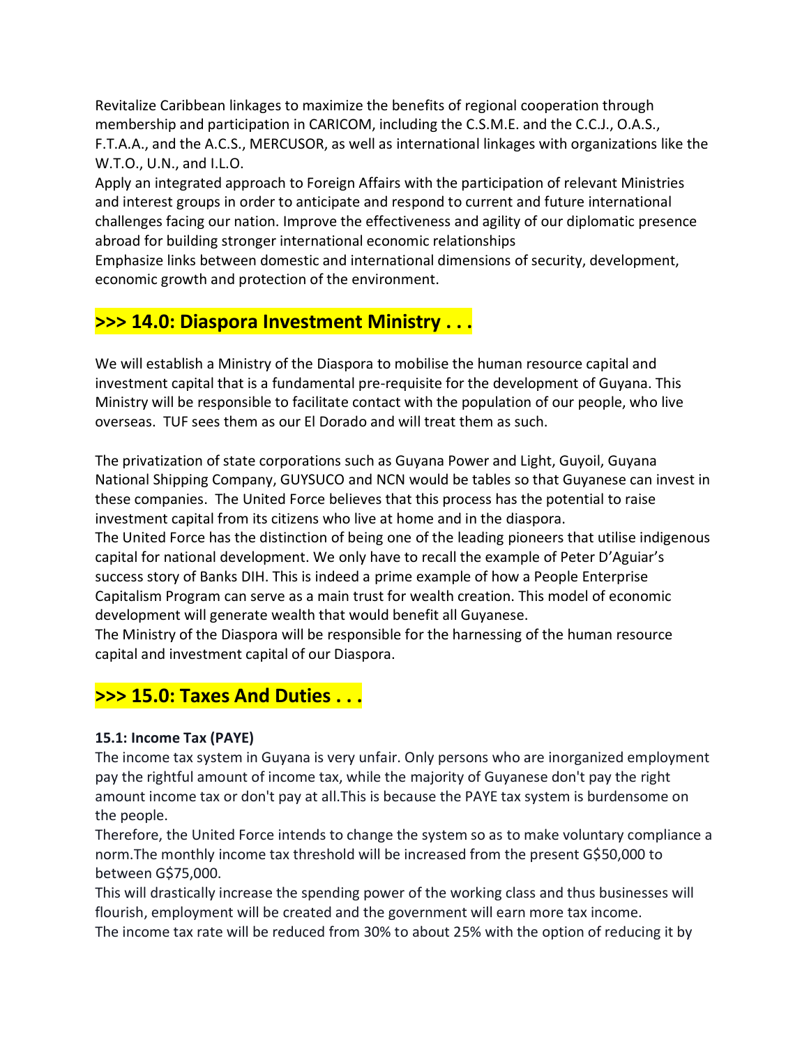Revitalize Caribbean linkages to maximize the benefits of regional cooperation through membership and participation in CARICOM, including the C.S.M.E. and the C.C.J., O.A.S., F.T.A.A., and the A.C.S., MERCUSOR, as well as international linkages with organizations like the W.T.O., U.N., and I.L.O.

Apply an integrated approach to Foreign Affairs with the participation of relevant Ministries and interest groups in order to anticipate and respond to current and future international challenges facing our nation. Improve the effectiveness and agility of our diplomatic presence abroad for building stronger international economic relationships

Emphasize links between domestic and international dimensions of security, development, economic growth and protection of the environment.

## >>> 14.0: Diaspora Investment Ministry . . .

We will establish a Ministry of the Diaspora to mobilise the human resource capital and investment capital that is a fundamental pre-requisite for the development of Guyana. This Ministry will be responsible to facilitate contact with the population of our people, who live overseas. TUF sees them as our El Dorado and will treat them as such.

The privatization of state corporations such as Guyana Power and Light, Guyoil, Guyana National Shipping Company, GUYSUCO and NCN would be tables so that Guyanese can invest in these companies. The United Force believes that this process has the potential to raise investment capital from its citizens who live at home and in the diaspora.

The United Force has the distinction of being one of the leading pioneers that utilise indigenous capital for national development. We only have to recall the example of Peter D'Aguiar's success story of Banks DIH. This is indeed a prime example of how a People Enterprise Capitalism Program can serve as a main trust for wealth creation. This model of economic development will generate wealth that would benefit all Guyanese.

The Ministry of the Diaspora will be responsible for the harnessing of the human resource capital and investment capital of our Diaspora.

## >>> 15.0: Taxes And Duties . . .

### 15.1: Income Tax (PAYE)

The income tax system in Guyana is very unfair. Only persons who are inorganized employment pay the rightful amount of income tax, while the majority of Guyanese don't pay the right amount income tax or don't pay at all.This is because the PAYE tax system is burdensome on the people.

Therefore, the United Force intends to change the system so as to make voluntary compliance a norm.The monthly income tax threshold will be increased from the present G$50,000 to between G$75,000.

This will drastically increase the spending power of the working class and thus businesses will flourish, employment will be created and the government will earn more tax income.

The income tax rate will be reduced from 30% to about 25% with the option of reducing it by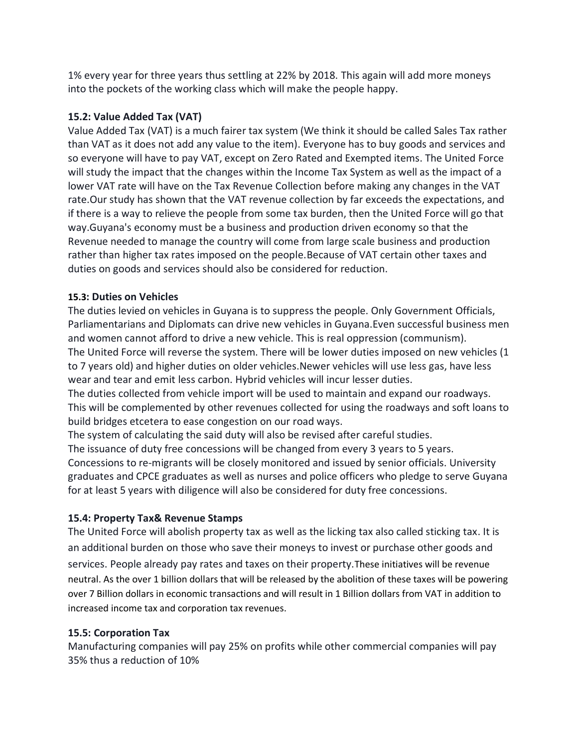1% every year for three years thus settling at 22% by 2018. This again will add more moneys into the pockets of the working class which will make the people happy.

### 15.2: Value Added Tax (VAT)

Value Added Tax (VAT) is a much fairer tax system (We think it should be called Sales Tax rather than VAT as it does not add any value to the item). Everyone has to buy goods and services and so everyone will have to pay VAT, except on Zero Rated and Exempted items. The United Force will study the impact that the changes within the Income Tax System as well as the impact of a lower VAT rate will have on the Tax Revenue Collection before making any changes in the VAT rate.Our study has shown that the VAT revenue collection by far exceeds the expectations, and if there is a way to relieve the people from some tax burden, then the United Force will go that way.Guyana's economy must be a business and production driven economy so that the Revenue needed to manage the country will come from large scale business and production rather than higher tax rates imposed on the people.Because of VAT certain other taxes and duties on goods and services should also be considered for reduction.

### 15.3: Duties on Vehicles

The duties levied on vehicles in Guyana is to suppress the people. Only Government Officials, Parliamentarians and Diplomats can drive new vehicles in Guyana.Even successful business men and women cannot afford to drive a new vehicle. This is real oppression (communism).
The United Force will reverse the system. There will be lower duties imposed on new vehicles (1 to 7 years old) and higher duties on older vehicles.Newer vehicles will use less gas, have less wear and tear and emit less carbon. Hybrid vehicles will incur lesser duties.
The duties collected from vehicle import will be used to maintain and expand our roadways. This will be complemented by other revenues collected for using the roadways and soft loans to build bridges etcetera to ease congestion on our road ways.
The system of calculating the said duty will also be revised after careful studies.
The issuance of duty free concessions will be changed from every 3 years to 5 years. Concessions to re-migrants will be closely monitored and issued by senior officials. University graduates and CPCE graduates as well as nurses and police officers who pledge to serve Guyana for at least 5 years with diligence will also be considered for duty free concessions.

### 15.4: Property Tax& Revenue Stamps

The United Force will abolish property tax as well as the licking tax also called sticking tax. It is an additional burden on those who save their moneys to invest or purchase other goods and services. People already pay rates and taxes on their property.These initiatives will be revenue neutral. As the over 1 billion dollars that will be released by the abolition of these taxes will be powering over 7 Billion dollars in economic transactions and will result in 1 Billion dollars from VAT in addition to increased income tax and corporation tax revenues.

### 15.5: Corporation Tax

Manufacturing companies will pay 25% on profits while other commercial companies will pay 35% thus a reduction of 10%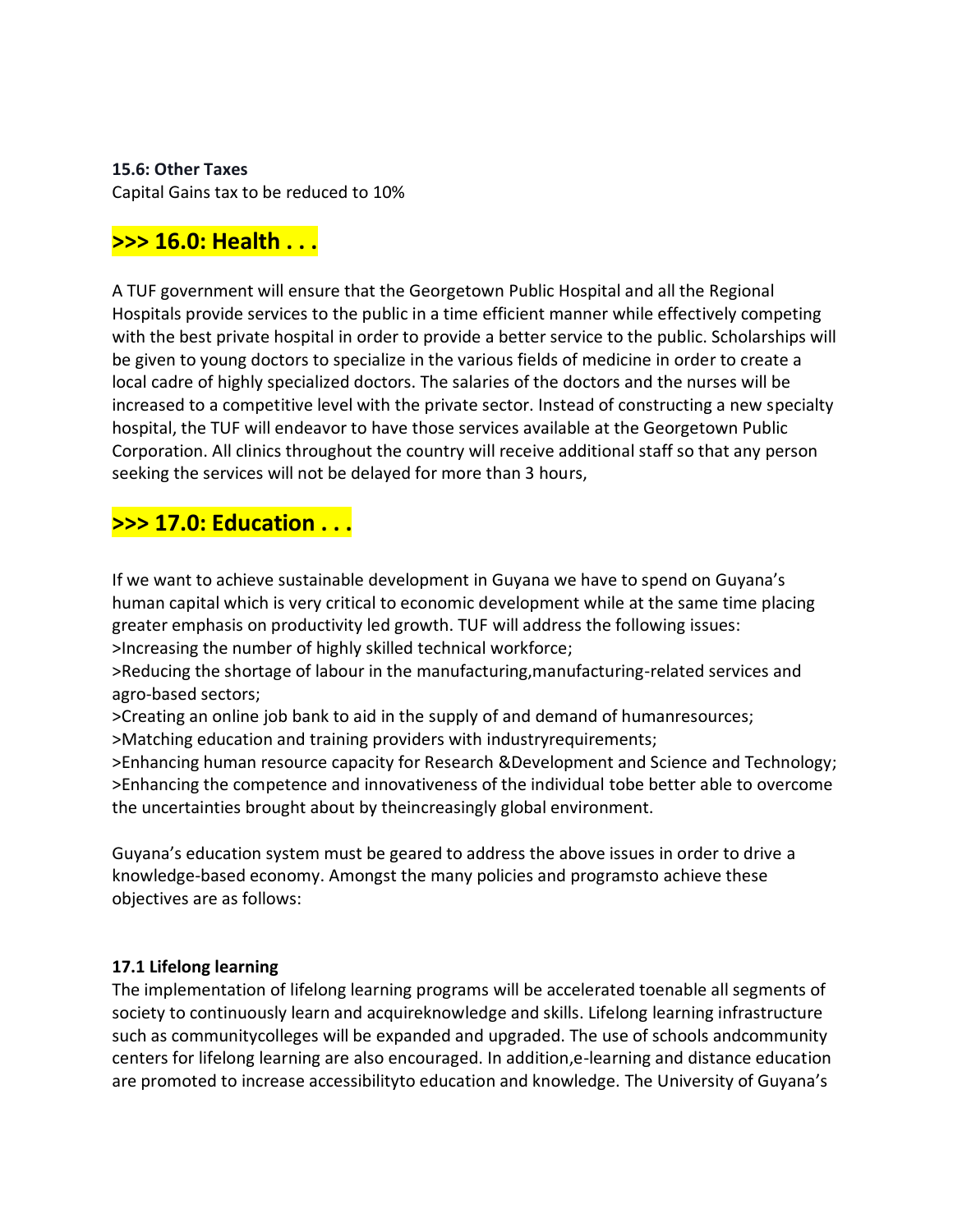**15.6: Other Taxes**

Capital Gains tax to be reduced to 10%

## >>> 16.0: Health . . .

A TUF government will ensure that the Georgetown Public Hospital and all the Regional Hospitals provide services to the public in a time efficient manner while effectively competing with the best private hospital in order to provide a better service to the public. Scholarships will be given to young doctors to specialize in the various fields of medicine in order to create a local cadre of highly specialized doctors. The salaries of the doctors and the nurses will be increased to a competitive level with the private sector. Instead of constructing a new specialty hospital, the TUF will endeavor to have those services available at the Georgetown Public Corporation. All clinics throughout the country will receive additional staff so that any person seeking the services will not be delayed for more than 3 hours,

## >>> 17.0: Education . . .

If we want to achieve sustainable development in Guyana we have to spend on Guyana's human capital which is very critical to economic development while at the same time placing greater emphasis on productivity led growth. TUF will address the following issues:

>Increasing the number of highly skilled technical workforce;

>Reducing the shortage of labour in the manufacturing,manufacturing-related services and agro-based sectors;

>Creating an online job bank to aid in the supply of and demand of humanresources;

>Matching education and training providers with industryrequirements;

>Enhancing human resource capacity for Research &Development and Science and Technology;

>Enhancing the competence and innovativeness of the individual tobe better able to overcome the uncertainties brought about by theincreasingly global environment.

Guyana's education system must be geared to address the above issues in order to drive a knowledge-based economy. Amongst the many policies and programsto achieve these objectives are as follows:

**17.1 Lifelong learning**

The implementation of lifelong learning programs will be accelerated toenable all segments of society to continuously learn and acquireknowledge and skills. Lifelong learning infrastructure such as communitycolleges will be expanded and upgraded. The use of schools andcommunity centers for lifelong learning are also encouraged. In addition,e-learning and distance education are promoted to increase accessibilityto education and knowledge. The University of Guyana's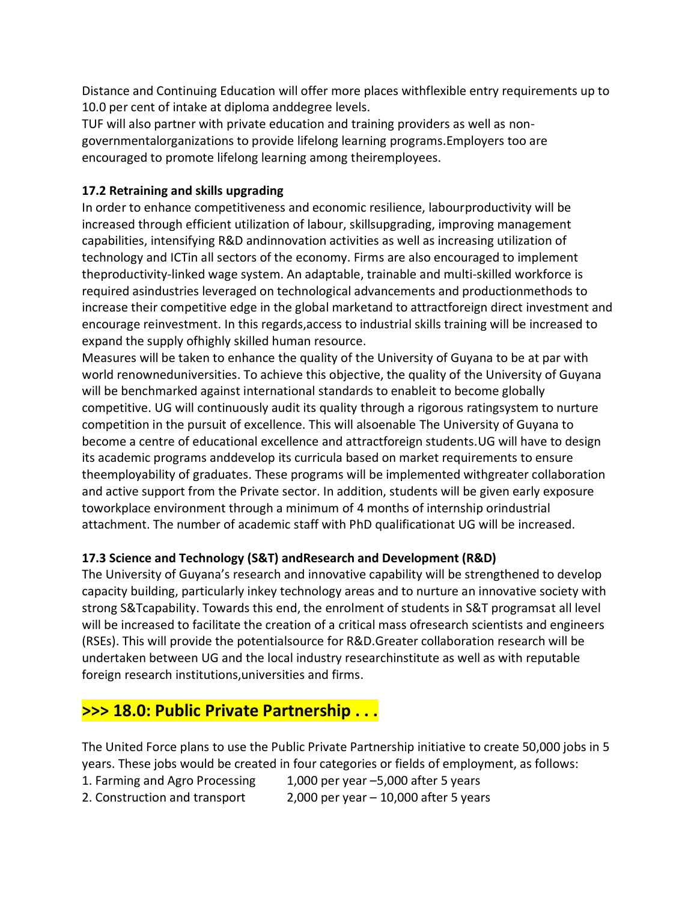Distance and Continuing Education will offer more places withflexible entry requirements up to 10.0 per cent of intake at diploma anddegree levels.

TUF will also partner with private education and training providers as well as non-governmentalorganizations to provide lifelong learning programs.Employers too are encouraged to promote lifelong learning among theiremployees.

### 17.2 Retraining and skills upgrading

In order to enhance competitiveness and economic resilience, labourproductivity will be increased through efficient utilization of labour, skillsupgrading, improving management capabilities, intensifying R&D andinnovation activities as well as increasing utilization of technology and ICTin all sectors of the economy. Firms are also encouraged to implement theproductivity-linked wage system. An adaptable, trainable and multi-skilled workforce is required asindustries leveraged on technological advancements and productionmethods to increase their competitive edge in the global marketand to attractforeign direct investment and encourage reinvestment. In this regards,access to industrial skills training will be increased to expand the supply ofhighly skilled human resource.

Measures will be taken to enhance the quality of the University of Guyana to be at par with world renowneduniversities. To achieve this objective, the quality of the University of Guyana will be benchmarked against international standards to enableit to become globally competitive. UG will continuously audit its quality through a rigorous ratingsystem to nurture competition in the pursuit of excellence. This will alsoenable The University of Guyana to become a centre of educational excellence and attractforeign students.UG will have to design its academic programs anddevelop its curricula based on market requirements to ensure theemployability of graduates. These programs will be implemented withgreater collaboration and active support from the Private sector. In addition, students will be given early exposure toworkplace environment through a minimum of 4 months of internship orindustrial attachment. The number of academic staff with PhD qualificationat UG will be increased.

### 17.3 Science and Technology (S&T) andResearch and Development (R&D)

The University of Guyana's research and innovative capability will be strengthened to develop capacity building, particularly inkey technology areas and to nurture an innovative society with strong S&Tcapability. Towards this end, the enrolment of students in S&T programsat all level will be increased to facilitate the creation of a critical mass ofresearch scientists and engineers (RSEs). This will provide the potentialsource for R&D.Greater collaboration research will be undertaken between UG and the local industry researchinstitute as well as with reputable foreign research institutions,universities and firms.

## >>> 18.0: Public Private Partnership . . .

The United Force plans to use the Public Private Partnership initiative to create 50,000 jobs in 5 years. These jobs would be created in four categories or fields of employment, as follows:

1. Farming and Agro Processing 1,000 per year –5,000 after 5 years
2. Construction and transport 2,000 per year – 10,000 after 5 years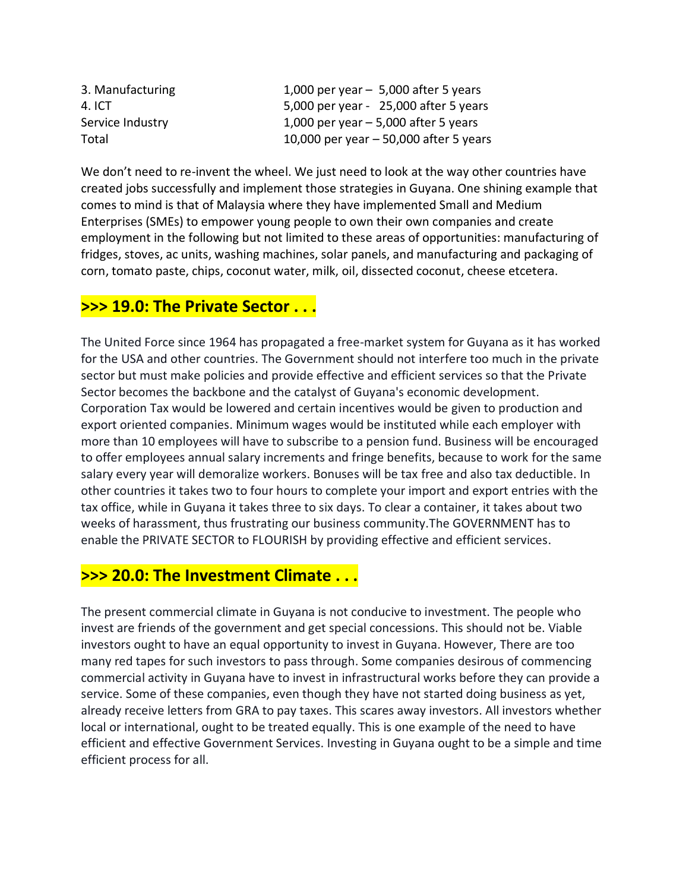| | |
|---|---|
| 3. Manufacturing | 1,000 per year – 5,000 after 5 years |
| 4. ICT | 5,000 per year - 25,000 after 5 years |
| Service Industry | 1,000 per year – 5,000 after 5 years |
| Total | 10,000 per year – 50,000 after 5 years |

We don't need to re-invent the wheel. We just need to look at the way other countries have created jobs successfully and implement those strategies in Guyana. One shining example that comes to mind is that of Malaysia where they have implemented Small and Medium Enterprises (SMEs) to empower young people to own their own companies and create employment in the following but not limited to these areas of opportunities: manufacturing of fridges, stoves, ac units, washing machines, solar panels, and manufacturing and packaging of corn, tomato paste, chips, coconut water, milk, oil, dissected coconut, cheese etcetera.

## >>> 19.0: The Private Sector . . .

The United Force since 1964 has propagated a free-market system for Guyana as it has worked for the USA and other countries. The Government should not interfere too much in the private sector but must make policies and provide effective and efficient services so that the Private Sector becomes the backbone and the catalyst of Guyana's economic development. Corporation Tax would be lowered and certain incentives would be given to production and export oriented companies. Minimum wages would be instituted while each employer with more than 10 employees will have to subscribe to a pension fund. Business will be encouraged to offer employees annual salary increments and fringe benefits, because to work for the same salary every year will demoralize workers. Bonuses will be tax free and also tax deductible. In other countries it takes two to four hours to complete your import and export entries with the tax office, while in Guyana it takes three to six days. To clear a container, it takes about two weeks of harassment, thus frustrating our business community.The GOVERNMENT has to enable the PRIVATE SECTOR to FLOURISH by providing effective and efficient services.

## >>> 20.0: The Investment Climate . . .

The present commercial climate in Guyana is not conducive to investment. The people who invest are friends of the government and get special concessions. This should not be. Viable investors ought to have an equal opportunity to invest in Guyana. However, There are too many red tapes for such investors to pass through. Some companies desirous of commencing commercial activity in Guyana have to invest in infrastructural works before they can provide a service. Some of these companies, even though they have not started doing business as yet, already receive letters from GRA to pay taxes. This scares away investors. All investors whether local or international, ought to be treated equally. This is one example of the need to have efficient and effective Government Services. Investing in Guyana ought to be a simple and time efficient process for all.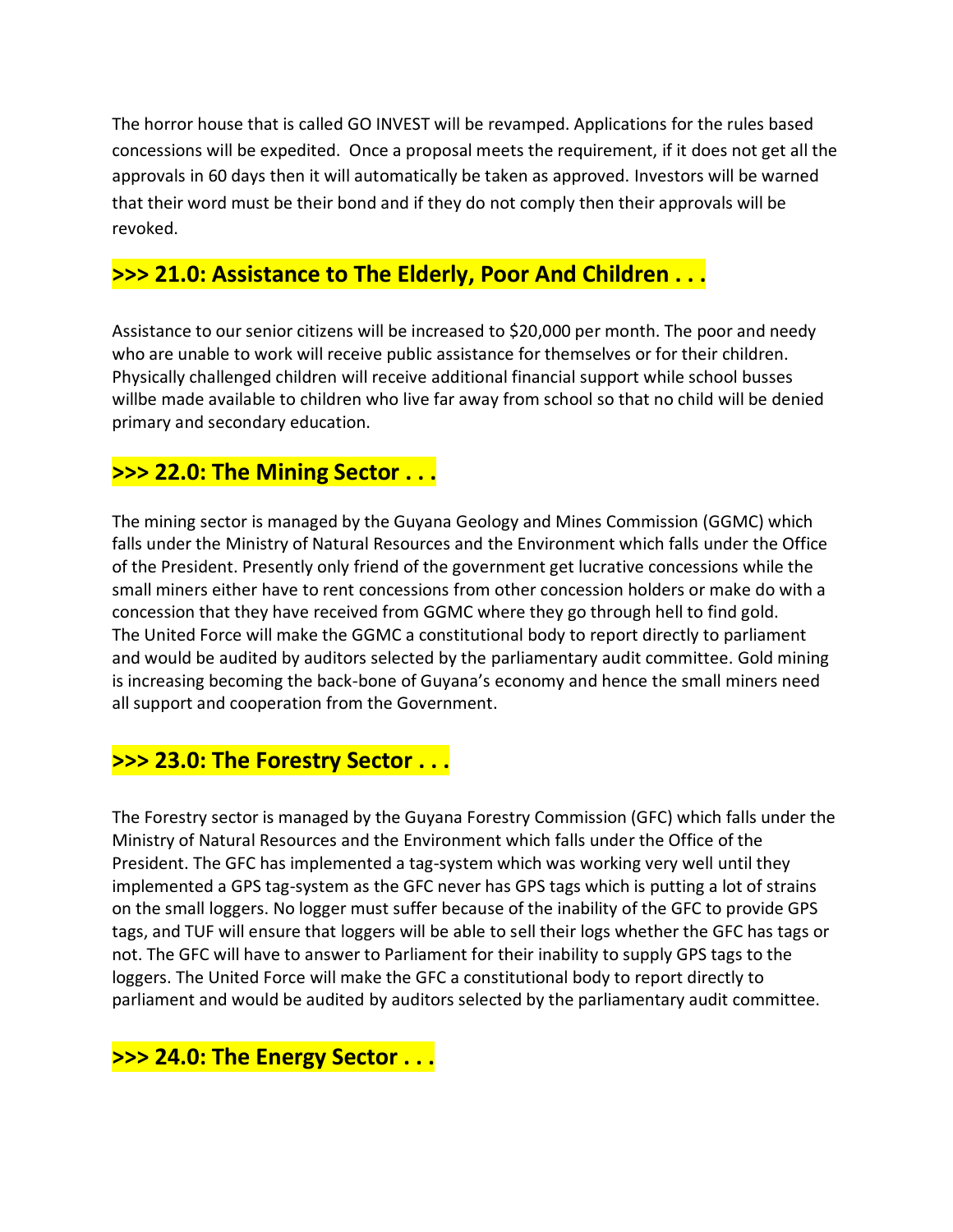The horror house that is called GO INVEST will be revamped. Applications for the rules based concessions will be expedited. Once a proposal meets the requirement, if it does not get all the approvals in 60 days then it will automatically be taken as approved. Investors will be warned that their word must be their bond and if they do not comply then their approvals will be revoked.

## >>> 21.0: Assistance to The Elderly, Poor And Children . . .

Assistance to our senior citizens will be increased to $20,000 per month. The poor and needy who are unable to work will receive public assistance for themselves or for their children. Physically challenged children will receive additional financial support while school busses willbe made available to children who live far away from school so that no child will be denied primary and secondary education.

## >>> 22.0: The Mining Sector . . .

The mining sector is managed by the Guyana Geology and Mines Commission (GGMC) which falls under the Ministry of Natural Resources and the Environment which falls under the Office of the President. Presently only friend of the government get lucrative concessions while the small miners either have to rent concessions from other concession holders or make do with a concession that they have received from GGMC where they go through hell to find gold. The United Force will make the GGMC a constitutional body to report directly to parliament and would be audited by auditors selected by the parliamentary audit committee. Gold mining is increasing becoming the back-bone of Guyana's economy and hence the small miners need all support and cooperation from the Government.

## >>> 23.0: The Forestry Sector . . .

The Forestry sector is managed by the Guyana Forestry Commission (GFC) which falls under the Ministry of Natural Resources and the Environment which falls under the Office of the President. The GFC has implemented a tag-system which was working very well until they implemented a GPS tag-system as the GFC never has GPS tags which is putting a lot of strains on the small loggers. No logger must suffer because of the inability of the GFC to provide GPS tags, and TUF will ensure that loggers will be able to sell their logs whether the GFC has tags or not. The GFC will have to answer to Parliament for their inability to supply GPS tags to the loggers. The United Force will make the GFC a constitutional body to report directly to parliament and would be audited by auditors selected by the parliamentary audit committee.

## >>> 24.0: The Energy Sector . . .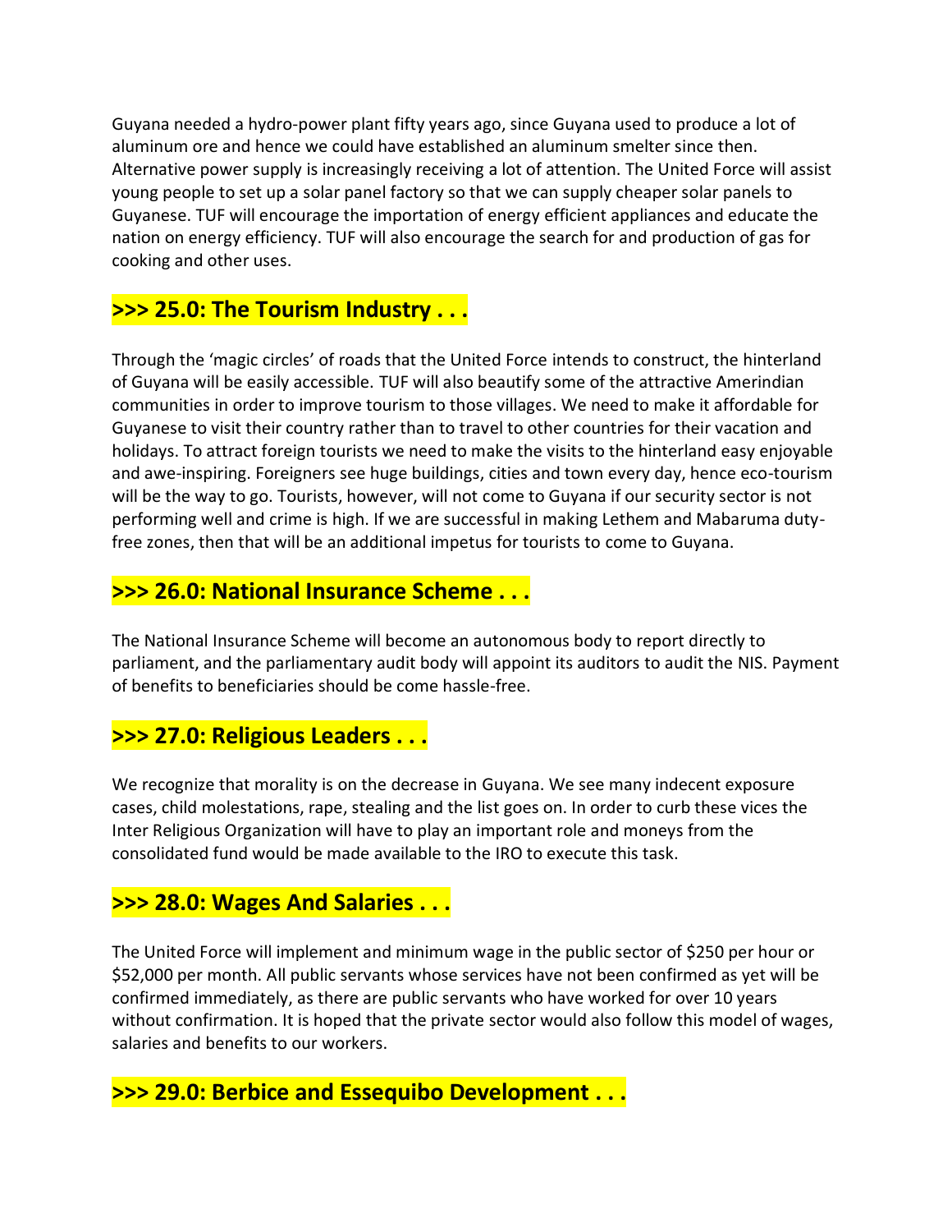Guyana needed a hydro-power plant fifty years ago, since Guyana used to produce a lot of aluminum ore and hence we could have established an aluminum smelter since then. Alternative power supply is increasingly receiving a lot of attention. The United Force will assist young people to set up a solar panel factory so that we can supply cheaper solar panels to Guyanese. TUF will encourage the importation of energy efficient appliances and educate the nation on energy efficiency. TUF will also encourage the search for and production of gas for cooking and other uses.

## >>> 25.0: The Tourism Industry . . .

Through the 'magic circles' of roads that the United Force intends to construct, the hinterland of Guyana will be easily accessible. TUF will also beautify some of the attractive Amerindian communities in order to improve tourism to those villages. We need to make it affordable for Guyanese to visit their country rather than to travel to other countries for their vacation and holidays. To attract foreign tourists we need to make the visits to the hinterland easy enjoyable and awe-inspiring. Foreigners see huge buildings, cities and town every day, hence eco-tourism will be the way to go. Tourists, however, will not come to Guyana if our security sector is not performing well and crime is high. If we are successful in making Lethem and Mabaruma duty-free zones, then that will be an additional impetus for tourists to come to Guyana.

## >>> 26.0: National Insurance Scheme . . .

The National Insurance Scheme will become an autonomous body to report directly to parliament, and the parliamentary audit body will appoint its auditors to audit the NIS. Payment of benefits to beneficiaries should be come hassle-free.

## >>> 27.0: Religious Leaders . . .

We recognize that morality is on the decrease in Guyana. We see many indecent exposure cases, child molestations, rape, stealing and the list goes on. In order to curb these vices the Inter Religious Organization will have to play an important role and moneys from the consolidated fund would be made available to the IRO to execute this task.

## >>> 28.0: Wages And Salaries . . .

The United Force will implement and minimum wage in the public sector of $250 per hour or $52,000 per month. All public servants whose services have not been confirmed as yet will be confirmed immediately, as there are public servants who have worked for over 10 years without confirmation. It is hoped that the private sector would also follow this model of wages, salaries and benefits to our workers.

## >>> 29.0: Berbice and Essequibo Development . . .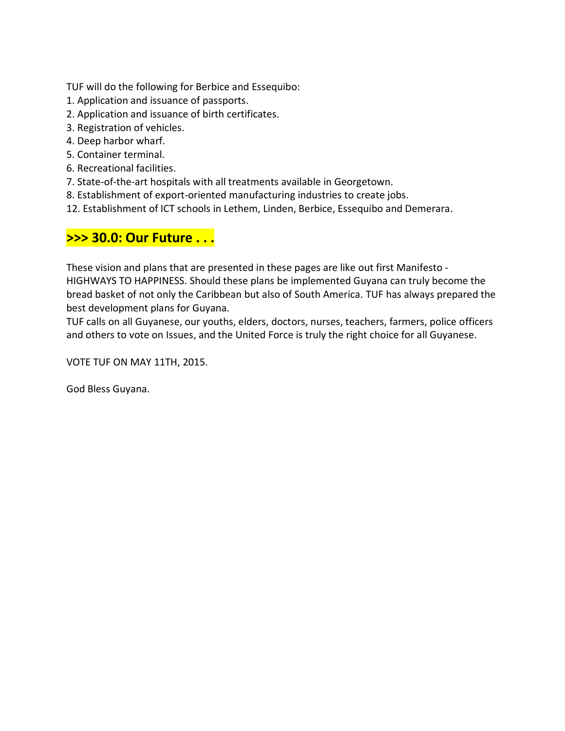TUF will do the following for Berbice and Essequibo:

1. Application and issuance of passports.
2. Application and issuance of birth certificates.
3. Registration of vehicles.
4. Deep harbor wharf.
5. Container terminal.
6. Recreational facilities.
7. State-of-the-art hospitals with all treatments available in Georgetown.
8. Establishment of export-oriented manufacturing industries to create jobs.

12. Establishment of ICT schools in Lethem, Linden, Berbice, Essequibo and Demerara.

## >>> 30.0: Our Future . . .

These vision and plans that are presented in these pages are like out first Manifesto - HIGHWAYS TO HAPPINESS. Should these plans be implemented Guyana can truly become the bread basket of not only the Caribbean but also of South America. TUF has always prepared the best development plans for Guyana.

TUF calls on all Guyanese, our youths, elders, doctors, nurses, teachers, farmers, police officers and others to vote on Issues, and the United Force is truly the right choice for all Guyanese.

VOTE TUF ON MAY 11TH, 2015.

God Bless Guyana.